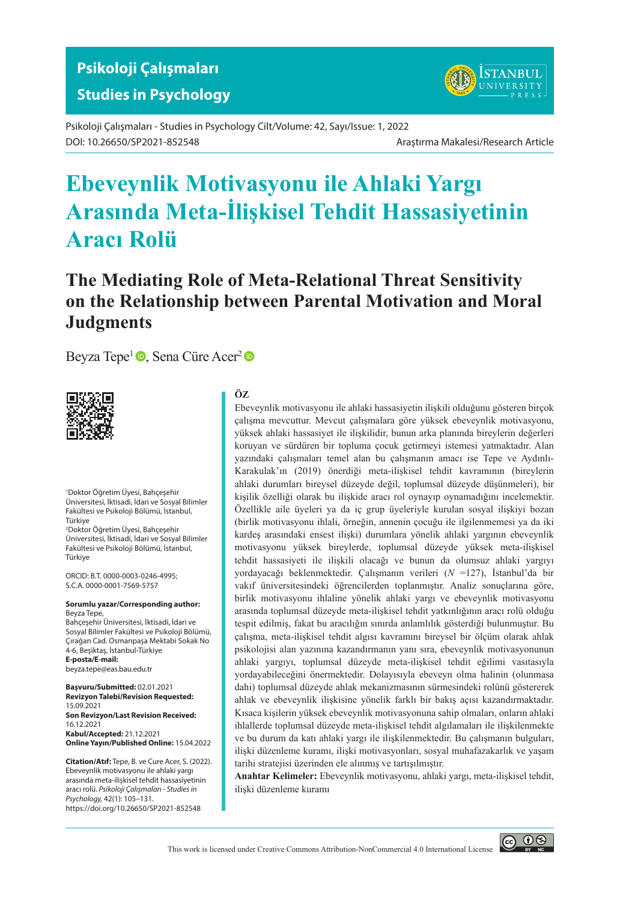# Ebeveynlik Motivasyonu ile Ahlaki Yargı Arasında Meta-İlişkisel Tehdit Hassasiyetinin Aracı Rolü

## The Mediating Role of Meta-Relational Threat Sensitivity on the Relationship between Parental Motivation and Moral Judgments

Beyza Tepe[1], Sena Cüre Acer[2]

[1]Doktor Öğretim Üyesi, Bahçeşehir Üniversitesi, İktisadi, İdari ve Sosyal Bilimler Fakültesi ve Psikoloji Bölümü, İstanbul, Türkiye

[2]Doktor Öğretim Üyesi, Bahçeşehir Üniversitesi, İktisadi, İdari ve Sosyal Bilimler Fakültesi ve Psikoloji Bölümü, İstanbul, Türkiye

ORCID: B.T. 0000-0003-0246-4995; S.C.A. 0000-0001-7569-5757

**Sorumlu yazar/Corresponding author:** Beyza Tepe, Bahçeşehir Üniversitesi, İktisadi, İdari ve Sosyal Bilimler Fakültesi ve Psikoloji Bölümü, Çırağan Cad. Osmanpaşa Mektabi Sokak No 4-6, Beşiktaş, İstanbul-Türkiye
**E-posta/E-mail:** beyza.tepe@eas.bau.edu.tr

**Başvuru/Submitted:** 02.01.2021
**Revizyon Talebi/Revision Requested:** 15.09.2021
**Son Revizyon/Last Revision Received:** 16.12.2021
**Kabul/Accepted:** 21.12.2021
**Online Yayın/Published Online:** 15.04.2022

**Citation/Atıf:** Tepe, B. ve Cure Acer, S. (2022). Ebeveynlik motivasyonu ile ahlaki yargı arasında meta-ilişkisel tehdit hassasiyetinin aracı rolü. *Psikoloji Çalışmaları - Studies in Psychology,* 42(1): 105–131. https://doi.org/10.26650/SP2021-852548

### ÖZ

Ebeveynlik motivasyonu ile ahlaki hassasiyetin ilişkili olduğunu gösteren birçok çalışma mevcuttur. Mevcut çalışmalara göre yüksek ebeveynlik motivasyonu, yüksek ahlaki hassasiyet ile ilişkilidir, bunun arka planında bireylerin değerleri koruyan ve sürdüren bir topluma çocuk getirmeyi istemesi yatmaktadır. Alan yazındaki çalışmaları temel alan bu çalışmanın amacı ise Tepe ve Aydınlı-Karakulak'ın (2019) önerdiği meta-ilişkisel tehdit kavramının (bireylerin ahlaki durumları bireysel düzeyde değil, toplumsal düzeyde düşünmeleri), bir kişilik özelliği olarak bu ilişkide aracı rol oynayıp oynamadığını incelemektir. Özellikle aile üyeleri ya da iç grup üyeleriyle kurulan sosyal ilişkiyi bozan (birlik motivasyonu ihlali, örneğin, annenin çocuğu ile ilgilenmemesi ya da iki kardeş arasındaki ensest ilişki) durumlara yönelik ahlaki yargının ebeveynlik motivasyonu yüksek bireylerde, toplumsal düzeyde yüksek meta-ilişkisel tehdit hassasiyeti ile ilişkili olacağı ve bunun da olumsuz ahlaki yargıyı yordayacağı beklenmektedir. Çalışmanın verileri ($N$ =127), İstanbul'da bir vakıf üniversitesindeki öğrencilerden toplanmıştır. Analiz sonuçlarına göre, birlik motivasyonu ihlaline yönelik ahlaki yargı ve ebeveynlik motivasyonu arasında toplumsal düzeyde meta-ilişkisel tehdit yatkınlığının aracı rolü olduğu tespit edilmiş, fakat bu aracılığın sınırda anlamlılık gösterdiği bulunmuştur. Bu çalışma, meta-ilişkisel tehdit algısı kavramını bireysel bir ölçüm olarak ahlak psikolojisi alan yazınına kazandırmanın yanı sıra, ebeveynlik motivasyonunun ahlaki yargıyı, toplumsal düzeyde meta-ilişkisel tehdit eğilimi vasıtasıyla yordayabileceğini önermektedir. Dolayısıyla ebeveyn olma halinin (olunmasa dahi) toplumsal düzeyde ahlak mekanizmasının sürmesindeki rolünü göstererek ahlak ve ebeveynlik ilişkisine yönelik farklı bir bakış açısı kazandırmaktadır. Kısaca kişilerin yüksek ebeveynlik motivasyonuna sahip olmaları, onların ahlaki ihlallerde toplumsal düzeyde meta-ilişkisel tehdit algılamaları ile ilişkilenmekte ve bu durum da katı ahlaki yargı ile ilişkilenmektedir. Bu çalışmanın bulguları, ilişki düzenleme kuramı, ilişki motivasyonları, sosyal muhafazakarlık ve yaşam tarihi stratejisi üzerinden ele alınmış ve tartışılmıştır.

**Anahtar Kelimeler:** Ebeveynlik motivasyonu, ahlaki yargı, meta-ilişkisel tehdit, ilişki düzenleme kuramı

This work is licensed under Creative Commons Attribution-NonCommercial 4.0 International License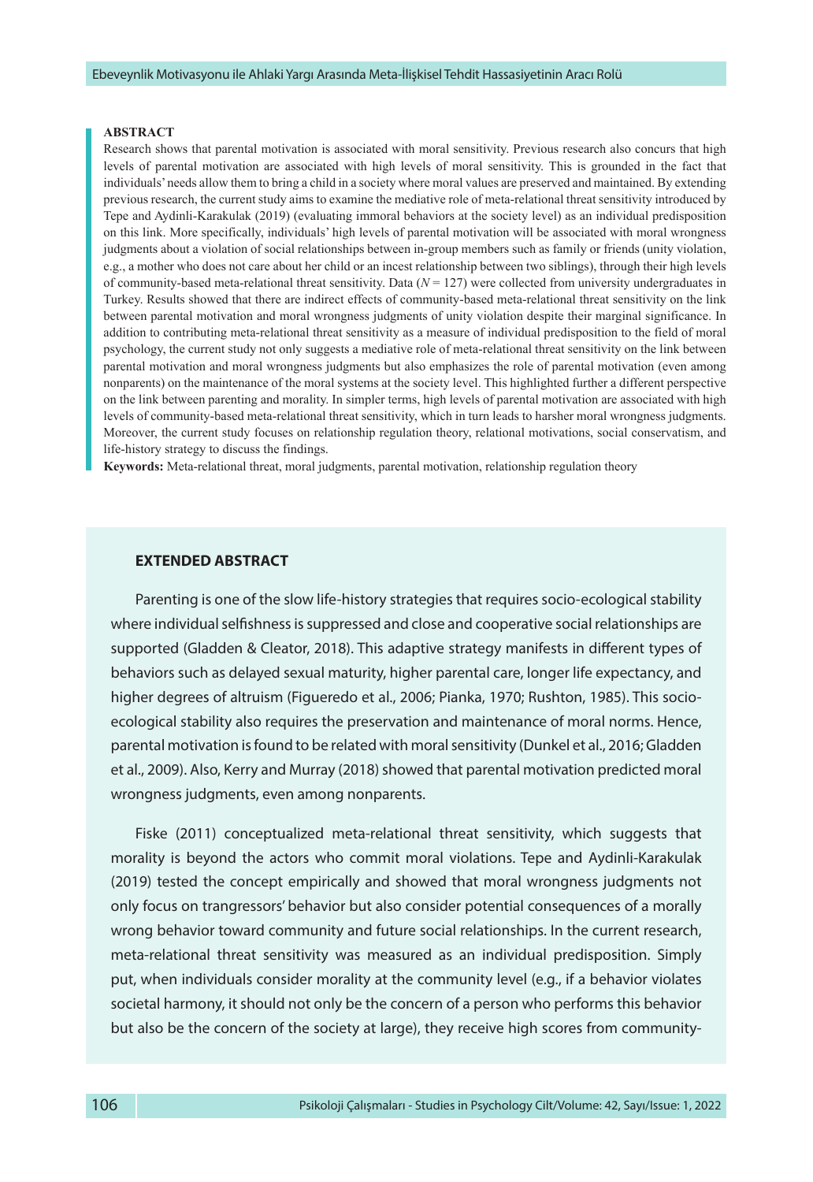**ABSTRACT**

Research shows that parental motivation is associated with moral sensitivity. Previous research also concurs that high levels of parental motivation are associated with high levels of moral sensitivity. This is grounded in the fact that individuals' needs allow them to bring a child in a society where moral values are preserved and maintained. By extending previous research, the current study aims to examine the mediative role of meta-relational threat sensitivity introduced by Tepe and Aydinli-Karakulak (2019) (evaluating immoral behaviors at the society level) as an individual predisposition on this link. More specifically, individuals' high levels of parental motivation will be associated with moral wrongness judgments about a violation of social relationships between in-group members such as family or friends (unity violation, e.g., a mother who does not care about her child or an incest relationship between two siblings), through their high levels of community-based meta-relational threat sensitivity. Data ($N = 127$) were collected from university undergraduates in Turkey. Results showed that there are indirect effects of community-based meta-relational threat sensitivity on the link between parental motivation and moral wrongness judgments of unity violation despite their marginal significance. In addition to contributing meta-relational threat sensitivity as a measure of individual predisposition to the field of moral psychology, the current study not only suggests a mediative role of meta-relational threat sensitivity on the link between parental motivation and moral wrongness judgments but also emphasizes the role of parental motivation (even among nonparents) on the maintenance of the moral systems at the society level. This highlighted further a different perspective on the link between parenting and morality. In simpler terms, high levels of parental motivation are associated with high levels of community-based meta-relational threat sensitivity, which in turn leads to harsher moral wrongness judgments. Moreover, the current study focuses on relationship regulation theory, relational motivations, social conservatism, and life-history strategy to discuss the findings.

**Keywords:** Meta-relational threat, moral judgments, parental motivation, relationship regulation theory

## EXTENDED ABSTRACT

Parenting is one of the slow life-history strategies that requires socio-ecological stability where individual selfishness is suppressed and close and cooperative social relationships are supported (Gladden & Cleator, 2018). This adaptive strategy manifests in different types of behaviors such as delayed sexual maturity, higher parental care, longer life expectancy, and higher degrees of altruism (Figueredo et al., 2006; Pianka, 1970; Rushton, 1985). This socio-ecological stability also requires the preservation and maintenance of moral norms. Hence, parental motivation is found to be related with moral sensitivity (Dunkel et al., 2016; Gladden et al., 2009). Also, Kerry and Murray (2018) showed that parental motivation predicted moral wrongness judgments, even among nonparents.

Fiske (2011) conceptualized meta-relational threat sensitivity, which suggests that morality is beyond the actors who commit moral violations. Tepe and Aydinli-Karakulak (2019) tested the concept empirically and showed that moral wrongness judgments not only focus on trangressors' behavior but also consider potential consequences of a morally wrong behavior toward community and future social relationships. In the current research, meta-relational threat sensitivity was measured as an individual predisposition. Simply put, when individuals consider morality at the community level (e.g., if a behavior violates societal harmony, it should not only be the concern of a person who performs this behavior but also be the concern of the society at large), they receive high scores from community-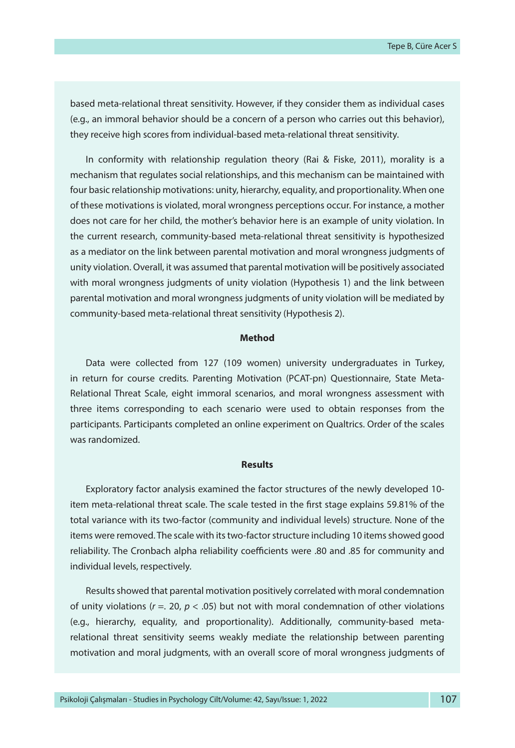based meta-relational threat sensitivity. However, if they consider them as individual cases (e.g., an immoral behavior should be a concern of a person who carries out this behavior), they receive high scores from individual-based meta-relational threat sensitivity.

In conformity with relationship regulation theory (Rai & Fiske, 2011), morality is a mechanism that regulates social relationships, and this mechanism can be maintained with four basic relationship motivations: unity, hierarchy, equality, and proportionality. When one of these motivations is violated, moral wrongness perceptions occur. For instance, a mother does not care for her child, the mother's behavior here is an example of unity violation. In the current research, community-based meta-relational threat sensitivity is hypothesized as a mediator on the link between parental motivation and moral wrongness judgments of unity violation. Overall, it was assumed that parental motivation will be positively associated with moral wrongness judgments of unity violation (Hypothesis 1) and the link between parental motivation and moral wrongness judgments of unity violation will be mediated by community-based meta-relational threat sensitivity (Hypothesis 2).

**Method**

Data were collected from 127 (109 women) university undergraduates in Turkey, in return for course credits. Parenting Motivation (PCAT-pn) Questionnaire, State Meta-Relational Threat Scale, eight immoral scenarios, and moral wrongness assessment with three items corresponding to each scenario were used to obtain responses from the participants. Participants completed an online experiment on Qualtrics. Order of the scales was randomized.

**Results**

Exploratory factor analysis examined the factor structures of the newly developed 10-item meta-relational threat scale. The scale tested in the first stage explains 59.81% of the total variance with its two-factor (community and individual levels) structure. None of the items were removed. The scale with its two-factor structure including 10 items showed good reliability. The Cronbach alpha reliability coefficients were .80 and .85 for community and individual levels, respectively.

Results showed that parental motivation positively correlated with moral condemnation of unity violations ($r$ =. 20, $p$ < .05) but not with moral condemnation of other violations (e.g., hierarchy, equality, and proportionality). Additionally, community-based meta-relational threat sensitivity seems weakly mediate the relationship between parenting motivation and moral judgments, with an overall score of moral wrongness judgments of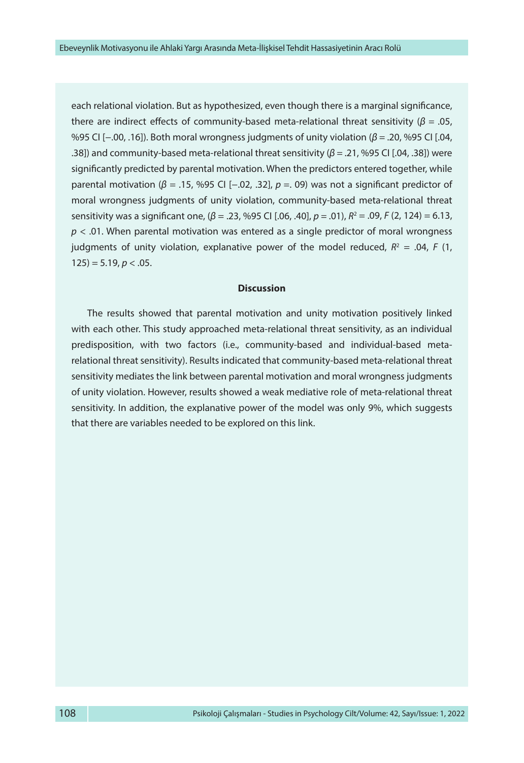each relational violation. But as hypothesized, even though there is a marginal significance, there are indirect effects of community-based meta-relational threat sensitivity ($\beta$ = .05, %95 CI [−.00, .16]). Both moral wrongness judgments of unity violation ($\beta$ = .20, %95 CI [.04, .38]) and community-based meta-relational threat sensitivity ($\beta$ = .21, %95 CI [.04, .38]) were significantly predicted by parental motivation. When the predictors entered together, while parental motivation ($\beta$ = .15, %95 CI [−.02, .32], $p$ =. 09) was not a significant predictor of moral wrongness judgments of unity violation, community-based meta-relational threat sensitivity was a significant one, ($\beta$ = .23, %95 CI [.06, .40], $p$ = .01), $R^2$ = .09, $F$ (2, 124) = 6.13, $p$ < .01. When parental motivation was entered as a single predictor of moral wrongness judgments of unity violation, explanative power of the model reduced, $R^2$ = .04, $F$ (1, 125) = 5.19, $p$ < .05.

## Discussion

The results showed that parental motivation and unity motivation positively linked with each other. This study approached meta-relational threat sensitivity, as an individual predisposition, with two factors (i.e., community-based and individual-based meta-relational threat sensitivity). Results indicated that community-based meta-relational threat sensitivity mediates the link between parental motivation and moral wrongness judgments of unity violation. However, results showed a weak mediative role of meta-relational threat sensitivity. In addition, the explanative power of the model was only 9%, which suggests that there are variables needed to be explored on this link.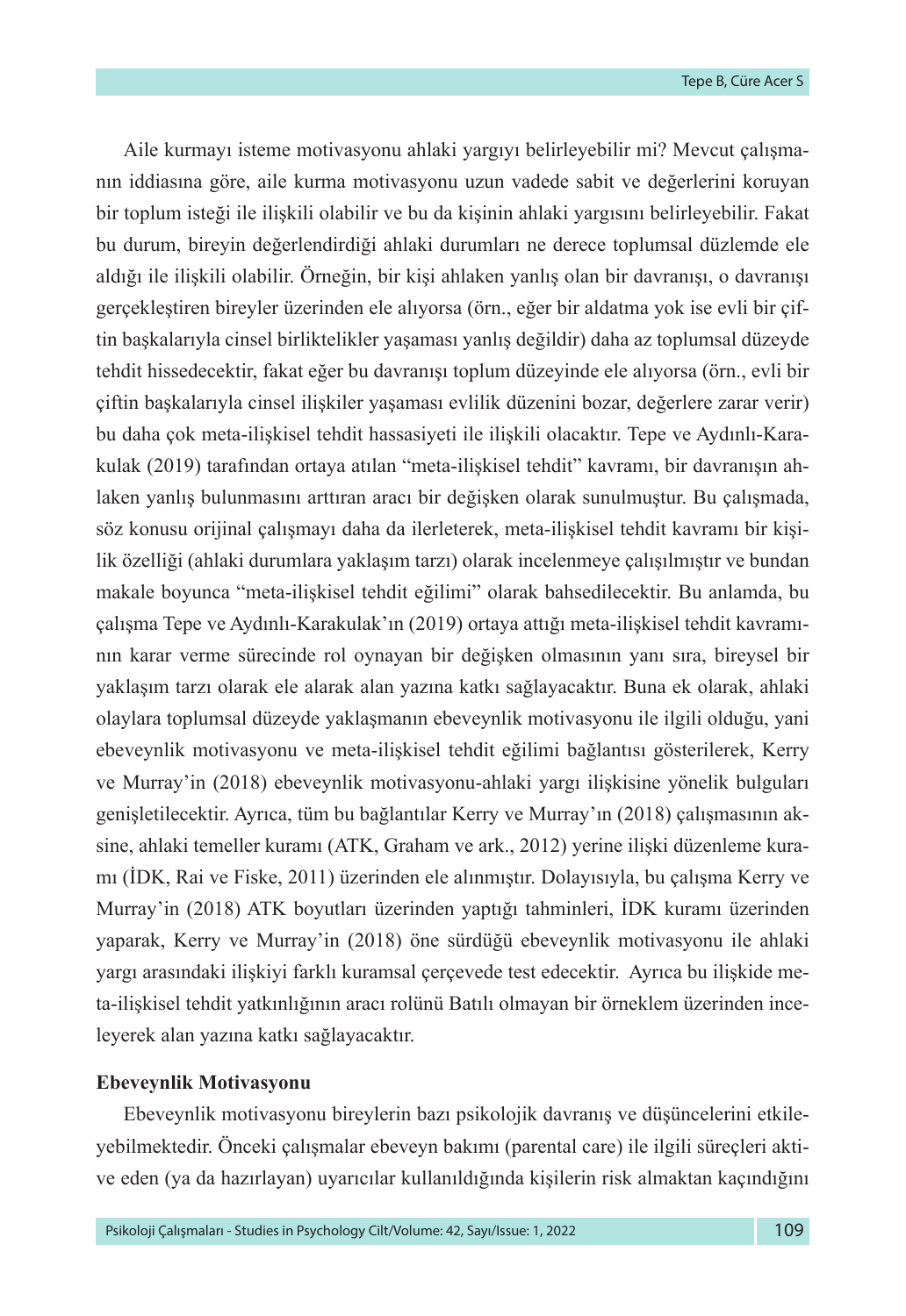Aile kurmayı isteme motivasyonu ahlaki yargıyı belirleyebilir mi? Mevcut çalışmanın iddiasına göre, aile kurma motivasyonu uzun vadede sabit ve değerlerini koruyan bir toplum isteği ile ilişkili olabilir ve bu da kişinin ahlaki yargısını belirleyebilir. Fakat bu durum, bireyin değerlendirdiği ahlaki durumları ne derece toplumsal düzlemde ele aldığı ile ilişkili olabilir. Örneğin, bir kişi ahlaken yanlış olan bir davranışı, o davranışı gerçekleştiren bireyler üzerinden ele alıyorsa (örn., eğer bir aldatma yok ise evli bir çiftin başkalarıyla cinsel birliktelikler yaşaması yanlış değildir) daha az toplumsal düzeyde tehdit hissedecektir, fakat eğer bu davranışı toplum düzeyinde ele alıyorsa (örn., evli bir çiftin başkalarıyla cinsel ilişkiler yaşaması evlilik düzenini bozar, değerlere zarar verir) bu daha çok meta-ilişkisel tehdit hassasiyeti ile ilişkili olacaktır. Tepe ve Aydınlı-Karakulak (2019) tarafından ortaya atılan "meta-ilişkisel tehdit" kavramı, bir davranışın ahlaken yanlış bulunmasını arttıran aracı bir değişken olarak sunulmuştur. Bu çalışmada, söz konusu orijinal çalışmayı daha da ilerleterek, meta-ilişkisel tehdit kavramı bir kişilik özelliği (ahlaki durumlara yaklaşım tarzı) olarak incelenmeye çalışılmıştır ve bundan makale boyunca "meta-ilişkisel tehdit eğilimi" olarak bahsedilecektir. Bu anlamda, bu çalışma Tepe ve Aydınlı-Karakulak'ın (2019) ortaya attığı meta-ilişkisel tehdit kavramının karar verme sürecinde rol oynayan bir değişken olmasının yanı sıra, bireysel bir yaklaşım tarzı olarak ele alarak alan yazına katkı sağlayacaktır. Buna ek olarak, ahlaki olaylara toplumsal düzeyde yaklaşmanın ebeveynlik motivasyonu ile ilgili olduğu, yani ebeveynlik motivasyonu ve meta-ilişkisel tehdit eğilimi bağlantısı gösterilerek, Kerry ve Murray'in (2018) ebeveynlik motivasyonu-ahlaki yargı ilişkisine yönelik bulguları genişletilecektir. Ayrıca, tüm bu bağlantılar Kerry ve Murray'ın (2018) çalışmasının aksine, ahlaki temeller kuramı (ATK, Graham ve ark., 2012) yerine ilişki düzenleme kuramı (İDK, Rai ve Fiske, 2011) üzerinden ele alınmıştır. Dolayısıyla, bu çalışma Kerry ve Murray'in (2018) ATK boyutları üzerinden yaptığı tahminleri, İDK kuramı üzerinden yaparak, Kerry ve Murray'in (2018) öne sürdüğü ebeveynlik motivasyonu ile ahlaki yargı arasındaki ilişkiyi farklı kuramsal çerçevede test edecektir. Ayrıca bu ilişkide meta-ilişkisel tehdit yatkınlığının aracı rolünü Batılı olmayan bir örneklem üzerinden inceleyerek alan yazına katkı sağlayacaktır.

**Ebeveynlik Motivasyonu**

Ebeveynlik motivasyonu bireylerin bazı psikolojik davranış ve düşüncelerini etkileyebilmektedir. Önceki çalışmalar ebeveyn bakımı (parental care) ile ilgili süreçleri aktive eden (ya da hazırlayan) uyarıcılar kullanıldığında kişilerin risk almaktan kaçındığını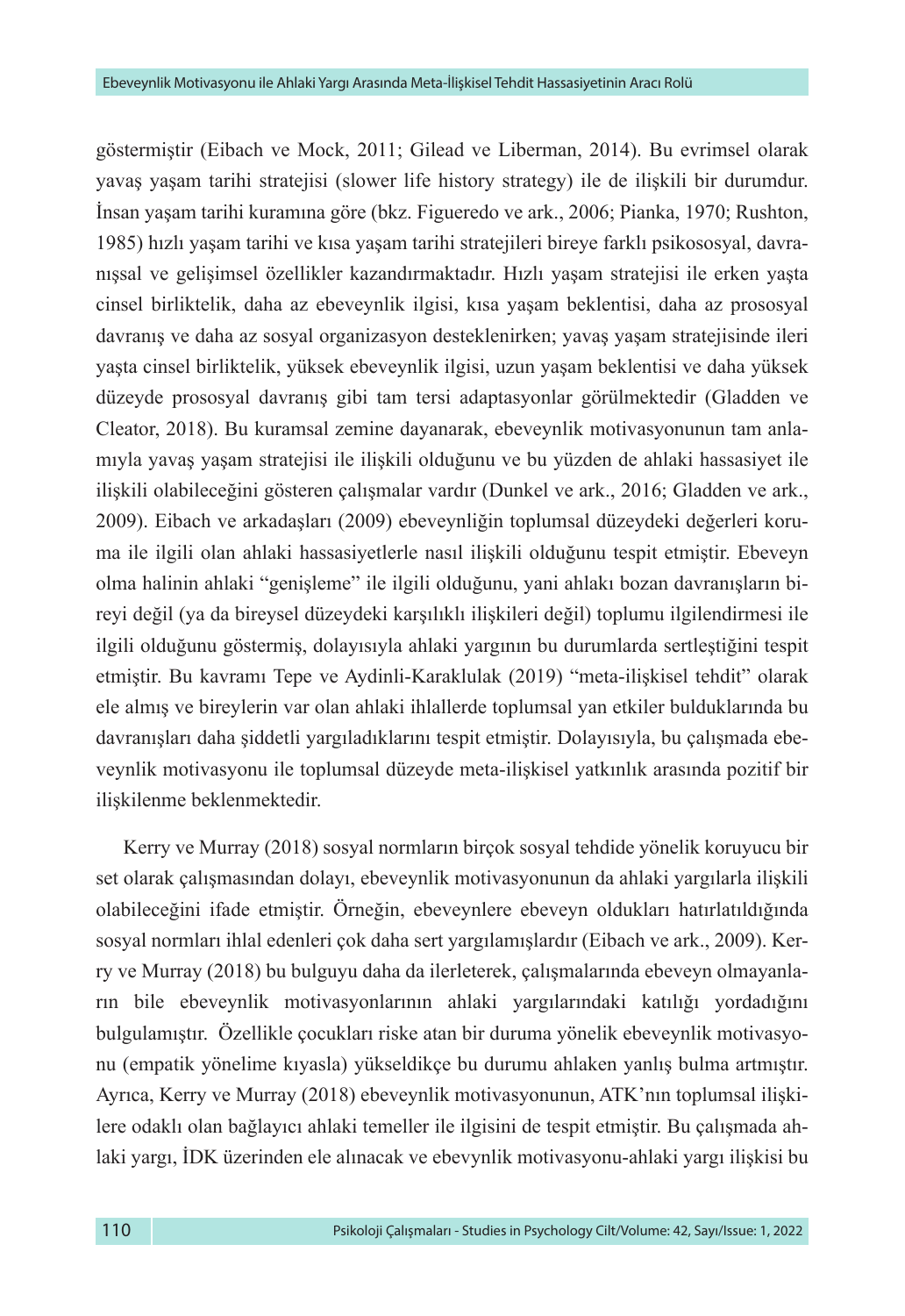göstermiştir (Eibach ve Mock, 2011; Gilead ve Liberman, 2014). Bu evrimsel olarak yavaş yaşam tarihi stratejisi (slower life history strategy) ile de ilişkili bir durumdur. İnsan yaşam tarihi kuramına göre (bkz. Figueredo ve ark., 2006; Pianka, 1970; Rushton, 1985) hızlı yaşam tarihi ve kısa yaşam tarihi stratejileri bireye farklı psikososyal, davranışsal ve gelişimsel özellikler kazandırmaktadır. Hızlı yaşam stratejisi ile erken yaşta cinsel birliktelik, daha az ebeveynlik ilgisi, kısa yaşam beklentisi, daha az prososyal davranış ve daha az sosyal organizasyon desteklenirken; yavaş yaşam stratejisinde ileri yaşta cinsel birliktelik, yüksek ebeveynlik ilgisi, uzun yaşam beklentisi ve daha yüksek düzeyde prososyal davranış gibi tam tersi adaptasyonlar görülmektedir (Gladden ve Cleator, 2018). Bu kuramsal zemine dayanarak, ebeveynlik motivasyonunun tam anlamıyla yavaş yaşam stratejisi ile ilişkili olduğunu ve bu yüzden de ahlaki hassasiyet ile ilişkili olabileceğini gösteren çalışmalar vardır (Dunkel ve ark., 2016; Gladden ve ark., 2009). Eibach ve arkadaşları (2009) ebeveynliğin toplumsal düzeydeki değerleri koruma ile ilgili olan ahlaki hassasiyetlerle nasıl ilişkili olduğunu tespit etmiştir. Ebeveyn olma halinin ahlaki "genişleme" ile ilgili olduğunu, yani ahlakı bozan davranışların bireyi değil (ya da bireysel düzeydeki karşılıklı ilişkileri değil) toplumu ilgilendirmesi ile ilgili olduğunu göstermiş, dolayısıyla ahlaki yargının bu durumlarda sertleştiğini tespit etmiştir. Bu kavramı Tepe ve Aydinli-Karaklulak (2019) "meta-ilişkisel tehdit" olarak ele almış ve bireylerin var olan ahlaki ihlallerde toplumsal yan etkiler bulduklarında bu davranışları daha şiddetli yargıladıklarını tespit etmiştir. Dolayısıyla, bu çalışmada ebeveynlik motivasyonu ile toplumsal düzeyde meta-ilişkisel yatkınlık arasında pozitif bir ilişkilenme beklenmektedir.

Kerry ve Murray (2018) sosyal normların birçok sosyal tehdide yönelik koruyucu bir set olarak çalışmasından dolayı, ebeveynlik motivasyonunun da ahlaki yargılarla ilişkili olabileceğini ifade etmiştir. Örneğin, ebeveynlere ebeveyn oldukları hatırlatıldığında sosyal normları ihlal edenleri çok daha sert yargılamışlardır (Eibach ve ark., 2009). Kerry ve Murray (2018) bu bulguyu daha da ilerleterek, çalışmalarında ebeveyn olmayanların bile ebeveynlik motivasyonlarının ahlaki yargılarındaki katılığı yordadığını bulgulamıştır. Özellikle çocukları riske atan bir duruma yönelik ebeveynlik motivasyonu (empatik yönelime kıyasla) yükseldikçe bu durumu ahlaken yanlış bulma artmıştır. Ayrıca, Kerry ve Murray (2018) ebeveynlik motivasyonunun, ATK'nın toplumsal ilişkilere odaklı olan bağlayıcı ahlaki temeller ile ilgisini de tespit etmiştir. Bu çalışmada ahlaki yargı, İDK üzerinden ele alınacak ve ebevynlik motivasyonu-ahlaki yargı ilişkisi bu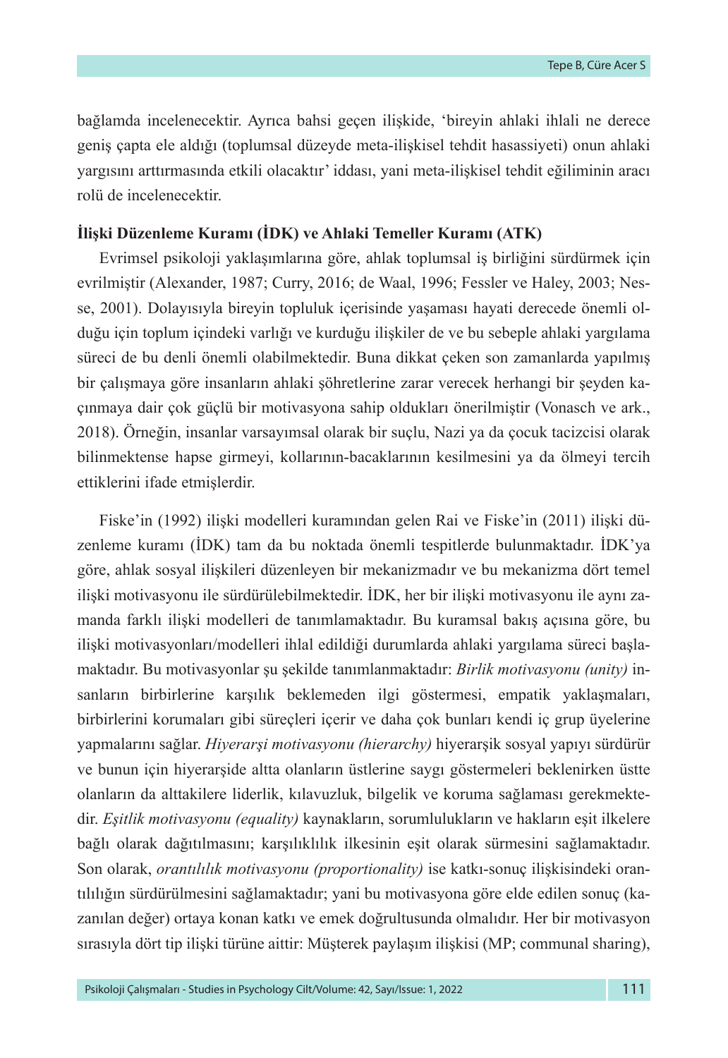bağlamda incelenecektir. Ayrıca bahsi geçen ilişkide, 'bireyin ahlaki ihlali ne derece geniş çapta ele aldığı (toplumsal düzeyde meta-ilişkisel tehdit hasassiyeti) onun ahlaki yargısını arttırmasında etkili olacaktır' iddası, yani meta-ilişkisel tehdit eğiliminin aracı rolü de incelenecektir.

**İlişki Düzenleme Kuramı (İDK) ve Ahlaki Temeller Kuramı (ATK)**

Evrimsel psikoloji yaklaşımlarına göre, ahlak toplumsal iş birliğini sürdürmek için evrilmiştir (Alexander, 1987; Curry, 2016; de Waal, 1996; Fessler ve Haley, 2003; Nesse, 2001). Dolayısıyla bireyin topluluk içerisinde yaşaması hayati derecede önemli olduğu için toplum içindeki varlığı ve kurduğu ilişkiler de ve bu sebeple ahlaki yargılama süreci de bu denli önemli olabilmektedir. Buna dikkat çeken son zamanlarda yapılmış bir çalışmaya göre insanların ahlaki şöhretlerine zarar verecek herhangi bir şeyden kaçınmaya dair çok güçlü bir motivasyona sahip oldukları önerilmiştir (Vonasch ve ark., 2018). Örneğin, insanlar varsayımsal olarak bir suçlu, Nazi ya da çocuk tacizcisi olarak bilinmektense hapse girmeyi, kollarının-bacaklarının kesilmesini ya da ölmeyi tercih ettiklerini ifade etmişlerdir.

Fiske'in (1992) ilişki modelleri kuramından gelen Rai ve Fiske'in (2011) ilişki düzenleme kuramı (İDK) tam da bu noktada önemli tespitlerde bulunmaktadır. İDK'ya göre, ahlak sosyal ilişkileri düzenleyen bir mekanizmadır ve bu mekanizma dört temel ilişki motivasyonu ile sürdürülebilmektedir. İDK, her bir ilişki motivasyonu ile aynı zamanda farklı ilişki modelleri de tanımlamaktadır. Bu kuramsal bakış açısına göre, bu ilişki motivasyonları/modelleri ihlal edildiği durumlarda ahlaki yargılama süreci başlamaktadır. Bu motivasyonlar şu şekilde tanımlanmaktadır: *Birlik motivasyonu (unity)* insanların birbirlerine karşılık beklemeden ilgi göstermesi, empatik yaklaşmaları, birbirlerini korumaları gibi süreçleri içerir ve daha çok bunları kendi iç grup üyelerine yapmalarını sağlar. *Hiyerarşi motivasyonu (hierarchy)* hiyerarşik sosyal yapıyı sürdürür ve bunun için hiyerarşide altta olanların üstlerine saygı göstermeleri beklenirken üstte olanların da alttakilere liderlik, kılavuzluk, bilgelik ve koruma sağlaması gerekmektedir. *Eşitlik motivasyonu (equality)* kaynakların, sorumlulukların ve hakların eşit ilkelere bağlı olarak dağıtılmasını; karşılıklılık ilkesinin eşit olarak sürmesini sağlamaktadır. Son olarak, *orantılılık motivasyonu (proportionality)* ise katkı-sonuç ilişkisindeki orantılılığın sürdürülmesini sağlamaktadır; yani bu motivasyona göre elde edilen sonuç (kazanılan değer) ortaya konan katkı ve emek doğrultusunda olmalıdır. Her bir motivasyon sırasıyla dört tip ilişki türüne aittir: Müşterek paylaşım ilişkisi (MP; communal sharing),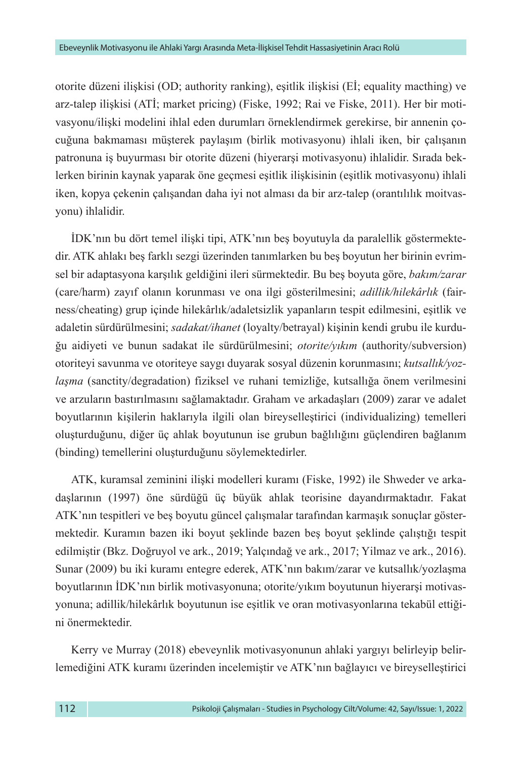otorite düzeni ilişkisi (OD; authority ranking), eşitlik ilişkisi (Eİ; equality macthing) ve arz-talep ilişkisi (ATİ; market pricing) (Fiske, 1992; Rai ve Fiske, 2011). Her bir motivasyonu/ilişki modelini ihlal eden durumları örneklendirmek gerekirse, bir annenin çocuğuna bakmaması müşterek paylaşım (birlik motivasyonu) ihlali iken, bir çalışanın patronuna iş buyurması bir otorite düzeni (hiyerarşi motivasyonu) ihlalidir. Sırada beklerken birinin kaynak yaparak öne geçmesi eşitlik ilişkisinin (eşitlik motivasyonu) ihlali iken, kopya çekenin çalışandan daha iyi not alması da bir arz-talep (orantılılık moitvasyonu) ihlalidir.

İDK'nın bu dört temel ilişki tipi, ATK'nın beş boyutuyla da paralellik göstermektedir. ATK ahlakı beş farklı sezgi üzerinden tanımlarken bu beş boyutun her birinin evrimsel bir adaptasyona karşılık geldiğini ileri sürmektedir. Bu beş boyuta göre, *bakım/zarar* (care/harm) zayıf olanın korunması ve ona ilgi gösterilmesini; *adillik/hilekârlık* (fairness/cheating) grup içinde hilekârlık/adaletsizlik yapanların tespit edilmesini, eşitlik ve adaletin sürdürülmesini; *sadakat/ihanet* (loyalty/betrayal) kişinin kendi grubu ile kurduğu aidiyeti ve bunun sadakat ile sürdürülmesini; *otorite/yıkım* (authority/subversion) otoriteyi savunma ve otoriteye saygı duyarak sosyal düzenin korunmasını; *kutsallık/yozlaşma* (sanctity/degradation) fiziksel ve ruhani temizliğe, kutsallığa önem verilmesini ve arzuların bastırılmasını sağlamaktadır. Graham ve arkadaşları (2009) zarar ve adalet boyutlarının kişilerin haklarıyla ilgili olan bireyselleştirici (individualizing) temelleri oluşturduğunu, diğer üç ahlak boyutunun ise grubun bağlılığını güçlendiren bağlanım (binding) temellerini oluşturduğunu söylemektedirler.

ATK, kuramsal zeminini ilişki modelleri kuramı (Fiske, 1992) ile Shweder ve arkadaşlarının (1997) öne sürdüğü üç büyük ahlak teorisine dayandırmaktadır. Fakat ATK'nın tespitleri ve beş boyutu güncel çalışmalar tarafından karmaşık sonuçlar göstermektedir. Kuramın bazen iki boyut şeklinde bazen beş boyut şeklinde çalıştığı tespit edilmiştir (Bkz. Doğruyol ve ark., 2019; Yalçındağ ve ark., 2017; Yilmaz ve ark., 2016). Sunar (2009) bu iki kuramı entegre ederek, ATK'nın bakım/zarar ve kutsallık/yozlaşma boyutlarının İDK'nın birlik motivasyonuna; otorite/yıkım boyutunun hiyerarşi motivasyonuna; adillik/hilekârlık boyutunun ise eşitlik ve oran motivasyonlarına tekabül ettiğini önermektedir.

Kerry ve Murray (2018) ebeveynlik motivasyonunun ahlaki yargıyı belirleyip belirlemediğini ATK kuramı üzerinden incelemiştir ve ATK'nın bağlayıcı ve bireyselleştirici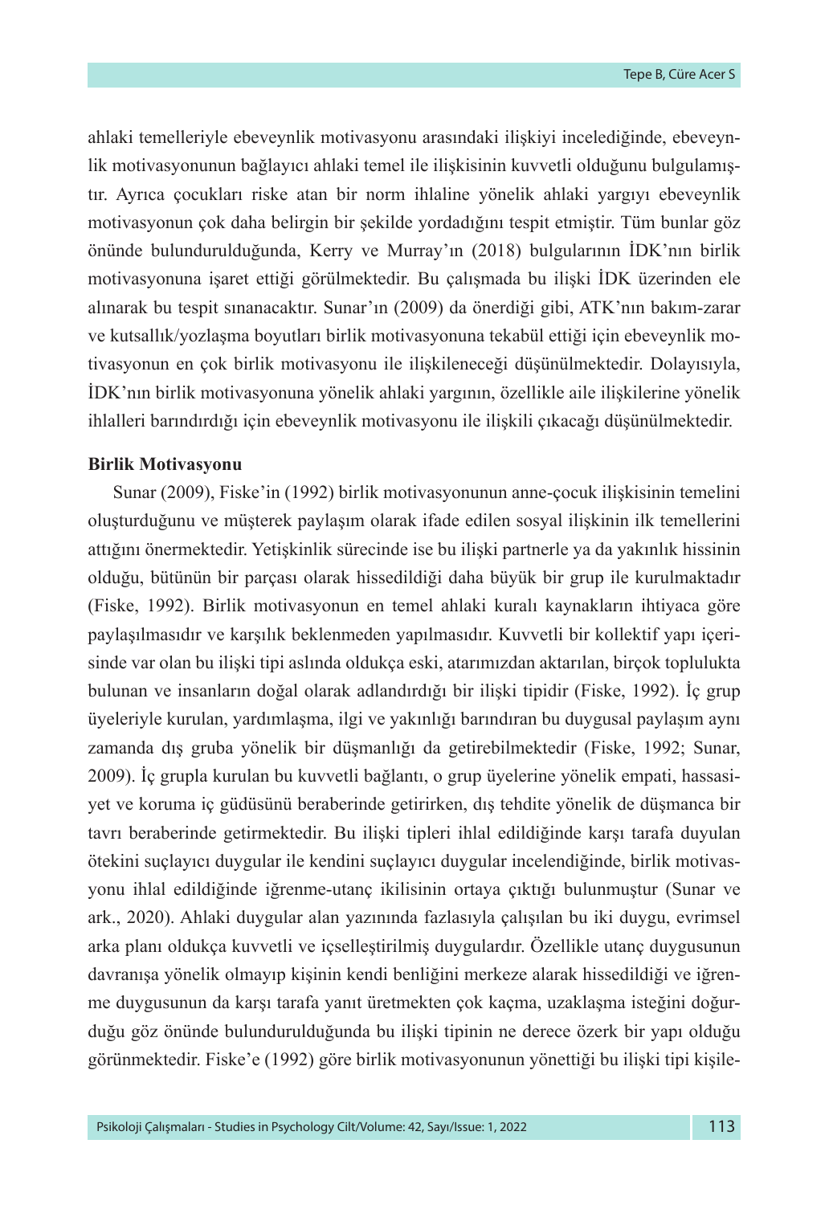ahlaki temelleriyle ebeveynlik motivasyonu arasındaki ilişkiyi incelediğinde, ebeveynlik motivasyonunun bağlayıcı ahlaki temel ile ilişkisinin kuvvetli olduğunu bulgulamıştır. Ayrıca çocukları riske atan bir norm ihlaline yönelik ahlaki yargıyı ebeveynlik motivasyonun çok daha belirgin bir şekilde yordadığını tespit etmiştir. Tüm bunlar göz önünde bulundurulduğunda, Kerry ve Murray'ın (2018) bulgularının İDK'nın birlik motivasyonuna işaret ettiği görülmektedir. Bu çalışmada bu ilişki İDK üzerinden ele alınarak bu tespit sınanacaktır. Sunar'ın (2009) da önerdiği gibi, ATK'nın bakım-zarar ve kutsallık/yozlaşma boyutları birlik motivasyonuna tekabül ettiği için ebeveynlik motivasyonun en çok birlik motivasyonu ile ilişkileneceği düşünülmektedir. Dolayısıyla, İDK'nın birlik motivasyonuna yönelik ahlaki yargının, özellikle aile ilişkilerine yönelik ihlalleri barındırdığı için ebeveynlik motivasyonu ile ilişkili çıkacağı düşünülmektedir.

**Birlik Motivasyonu**

Sunar (2009), Fiske'in (1992) birlik motivasyonunun anne-çocuk ilişkisinin temelini oluşturduğunu ve müşterek paylaşım olarak ifade edilen sosyal ilişkinin ilk temellerini attığını önermektedir. Yetişkinlik sürecinde ise bu ilişki partnerle ya da yakınlık hissinin olduğu, bütünün bir parçası olarak hissedildiği daha büyük bir grup ile kurulmaktadır (Fiske, 1992). Birlik motivasyonun en temel ahlaki kuralı kaynakların ihtiyaca göre paylaşılmasıdır ve karşılık beklenmeden yapılmasıdır. Kuvvetli bir kollektif yapı içerisinde var olan bu ilişki tipi aslında oldukça eski, atarımızdan aktarılan, birçok toplulukta bulunan ve insanların doğal olarak adlandırdığı bir ilişki tipidir (Fiske, 1992). İç grup üyeleriyle kurulan, yardımlaşma, ilgi ve yakınlığı barındıran bu duygusal paylaşım aynı zamanda dış gruba yönelik bir düşmanlığı da getirebilmektedir (Fiske, 1992; Sunar, 2009). İç grupla kurulan bu kuvvetli bağlantı, o grup üyelerine yönelik empati, hassasiyet ve koruma iç güdüsünü beraberinde getirirken, dış tehdite yönelik de düşmanca bir tavrı beraberinde getirmektedir. Bu ilişki tipleri ihlal edildiğinde karşı tarafa duyulan ötekini suçlayıcı duygular ile kendini suçlayıcı duygular incelendiğinde, birlik motivasyonu ihlal edildiğinde iğrenme-utanç ikilisinin ortaya çıktığı bulunmuştur (Sunar ve ark., 2020). Ahlaki duygular alan yazınında fazlasıyla çalışılan bu iki duygu, evrimsel arka planı oldukça kuvvetli ve içselleştirilmiş duygulardır. Özellikle utanç duygusunun davranışa yönelik olmayıp kişinin kendi benliğini merkeze alarak hissedildiği ve iğrenme duygusunun da karşı tarafa yanıt üretmekten çok kaçma, uzaklaşma isteğini doğurduğu göz önünde bulundurulduğunda bu ilişki tipinin ne derece özerk bir yapı olduğu görünmektedir. Fiske'e (1992) göre birlik motivasyonunun yönettiği bu ilişki tipi kişile-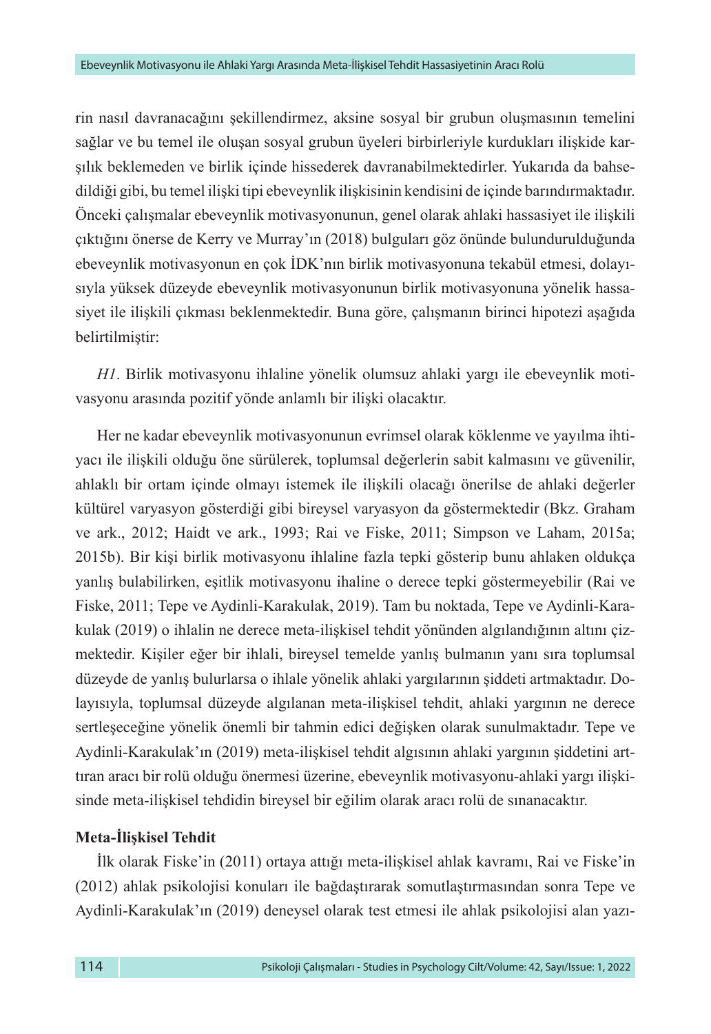rin nasıl davranacağını şekillendirmez, aksine sosyal bir grubun oluşmasının temelini sağlar ve bu temel ile oluşan sosyal grubun üyeleri birbirleriyle kurdukları ilişkide karşılık beklemeden ve birlik içinde hissederek davranabilmektedirler. Yukarıda da bahsedildiği gibi, bu temel ilişki tipi ebeveynlik ilişkisinin kendisini de içinde barındırmaktadır. Önceki çalışmalar ebeveynlik motivasyonunun, genel olarak ahlaki hassasiyet ile ilişkili çıktığını önerse de Kerry ve Murray'ın (2018) bulguları göz önünde bulundurulduğunda ebeveynlik motivasyonun en çok İDK'nın birlik motivasyonuna tekabül etmesi, dolayısıyla yüksek düzeyde ebeveynlik motivasyonunun birlik motivasyonuna yönelik hassasiyet ile ilişkili çıkması beklenmektedir. Buna göre, çalışmanın birinci hipotezi aşağıda belirtilmiştir:

*H1*. Birlik motivasyonu ihlaline yönelik olumsuz ahlaki yargı ile ebeveynlik motivasyonu arasında pozitif yönde anlamlı bir ilişki olacaktır.

Her ne kadar ebeveynlik motivasyonunun evrimsel olarak köklenme ve yayılma ihtiyacı ile ilişkili olduğu öne sürülerek, toplumsal değerlerin sabit kalmasını ve güvenilir, ahlaklı bir ortam içinde olmayı istemek ile ilişkili olacağı önerilse de ahlaki değerler kültürel varyasyon gösterdiği gibi bireysel varyasyon da göstermektedir (Bkz. Graham ve ark., 2012; Haidt ve ark., 1993; Rai ve Fiske, 2011; Simpson ve Laham, 2015a; 2015b). Bir kişi birlik motivasyonu ihlaline fazla tepki gösterip bunu ahlaken oldukça yanlış bulabilirken, eşitlik motivasyonu ihaline o derece tepki göstermeyebilir (Rai ve Fiske, 2011; Tepe ve Aydinli-Karakulak, 2019). Tam bu noktada, Tepe ve Aydinli-Karakulak (2019) o ihlalin ne derece meta-ilişkisel tehdit yönünden algılandığının altını çizmektedir. Kişiler eğer bir ihlali, bireysel temelde yanlış bulmanın yanı sıra toplumsal düzeyde de yanlış bulurlarsa o ihlale yönelik ahlaki yargılarının şiddeti artmaktadır. Dolayısıyla, toplumsal düzeyde algılanan meta-ilişkisel tehdit, ahlaki yargının ne derece sertleşeceğine yönelik önemli bir tahmin edici değişken olarak sunulmaktadır. Tepe ve Aydinli-Karakulak'ın (2019) meta-ilişkisel tehdit algısının ahlaki yargının şiddetini arttıran aracı bir rolü olduğu önermesi üzerine, ebeveynlik motivasyonu-ahlaki yargı ilişkisinde meta-ilişkisel tehdidin bireysel bir eğilim olarak aracı rolü de sınanacaktır.

**Meta-İlişkisel Tehdit**

İlk olarak Fiske'in (2011) ortaya attığı meta-ilişkisel ahlak kavramı, Rai ve Fiske'in (2012) ahlak psikolojisi konuları ile bağdaştırarak somutlaştırmasından sonra Tepe ve Aydinli-Karakulak'ın (2019) deneysel olarak test etmesi ile ahlak psikolojisi alan yazı-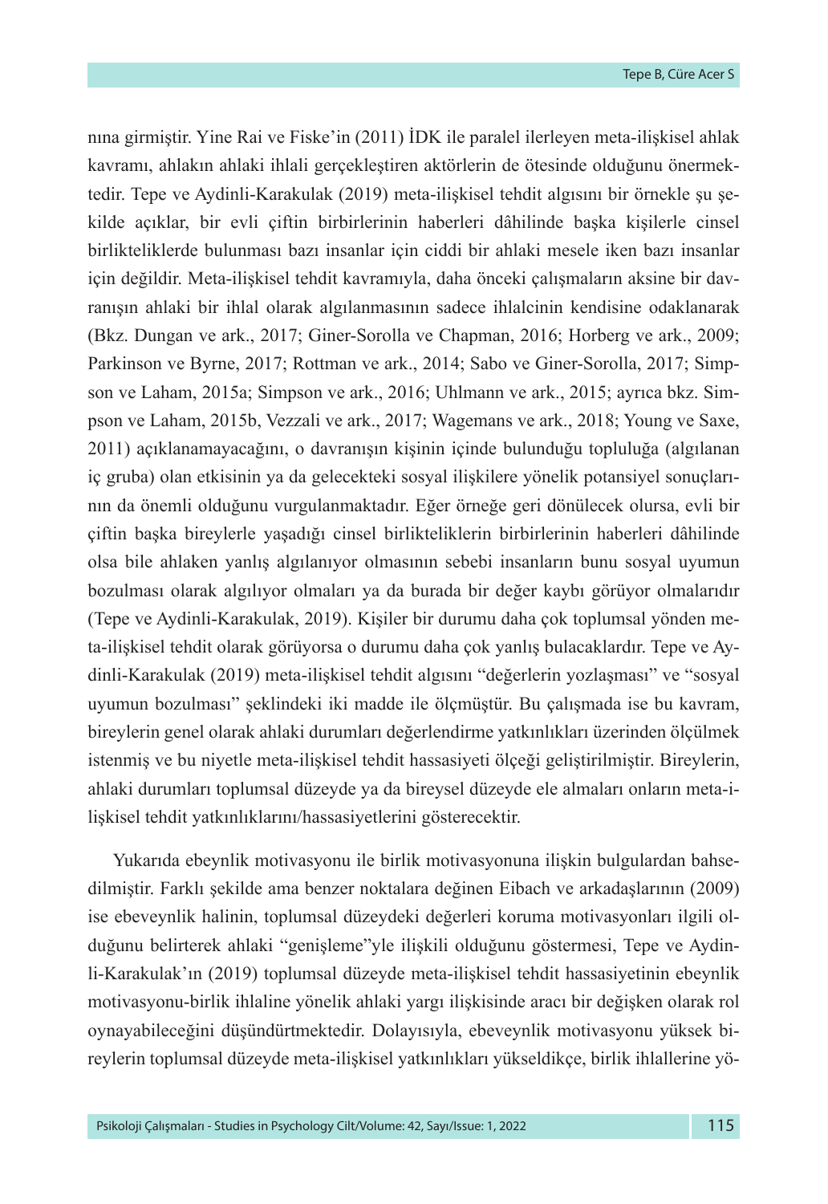nına girmiştir. Yine Rai ve Fiske'in (2011) İDK ile paralel ilerleyen meta-ilişkisel ahlak kavramı, ahlakın ahlaki ihlali gerçekleştiren aktörlerin de ötesinde olduğunu önermektedir. Tepe ve Aydinli-Karakulak (2019) meta-ilişkisel tehdit algısını bir örnekle şu şekilde açıklar, bir evli çiftin birbirlerinin haberleri dâhilinde başka kişilerle cinsel birlikteliklerde bulunması bazı insanlar için ciddi bir ahlaki mesele iken bazı insanlar için değildir. Meta-ilişkisel tehdit kavramıyla, daha önceki çalışmaların aksine bir davranışın ahlaki bir ihlal olarak algılanmasının sadece ihlalcinin kendisine odaklanarak (Bkz. Dungan ve ark., 2017; Giner-Sorolla ve Chapman, 2016; Horberg ve ark., 2009; Parkinson ve Byrne, 2017; Rottman ve ark., 2014; Sabo ve Giner-Sorolla, 2017; Simpson ve Laham, 2015a; Simpson ve ark., 2016; Uhlmann ve ark., 2015; ayrıca bkz. Simpson ve Laham, 2015b, Vezzali ve ark., 2017; Wagemans ve ark., 2018; Young ve Saxe, 2011) açıklanamayacağını, o davranışın kişinin içinde bulunduğu topluluğa (algılanan iç gruba) olan etkisinin ya da gelecekteki sosyal ilişkilere yönelik potansiyel sonuçlarının da önemli olduğunu vurgulanmaktadır. Eğer örneğe geri dönülecek olursa, evli bir çiftin başka bireylerle yaşadığı cinsel birlikteliklerin birbirlerinin haberleri dâhilinde olsa bile ahlaken yanlış algılanıyor olmasının sebebi insanların bunu sosyal uyumun bozulması olarak algılıyor olmaları ya da burada bir değer kaybı görüyor olmalarıdır (Tepe ve Aydinli-Karakulak, 2019). Kişiler bir durumu daha çok toplumsal yönden meta-ilişkisel tehdit olarak görüyorsa o durumu daha çok yanlış bulacaklardır. Tepe ve Aydinli-Karakulak (2019) meta-ilişkisel tehdit algısını "değerlerin yozlaşması" ve "sosyal uyumun bozulması" şeklindeki iki madde ile ölçmüştür. Bu çalışmada ise bu kavram, bireylerin genel olarak ahlaki durumları değerlendirme yatkınlıkları üzerinden ölçülmek istenmiş ve bu niyetle meta-ilişkisel tehdit hassasiyeti ölçeği geliştirilmiştir. Bireylerin, ahlaki durumları toplumsal düzeyde ya da bireysel düzeyde ele almaları onların meta-ilişkisel tehdit yatkınlıklarını/hassasiyetlerini gösterecektir.

Yukarıda ebeynlik motivasyonu ile birlik motivasyonuna ilişkin bulgulardan bahsedilmiştir. Farklı şekilde ama benzer noktalara değinen Eibach ve arkadaşlarının (2009) ise ebeveynlik halinin, toplumsal düzeydeki değerleri koruma motivasyonları ilgili olduğunu belirterek ahlaki "genişleme"yle ilişkili olduğunu göstermesi, Tepe ve Aydinli-Karakulak'ın (2019) toplumsal düzeyde meta-ilişkisel tehdit hassasiyetinin ebeynlik motivasyonu-birlik ihlaline yönelik ahlaki yargı ilişkisinde aracı bir değişken olarak rol oynayabileceğini düşündürtmektedir. Dolayısıyla, ebeveynlik motivasyonu yüksek bireylerin toplumsal düzeyde meta-ilişkisel yatkınlıkları yükseldikçe, birlik ihlallerine yö-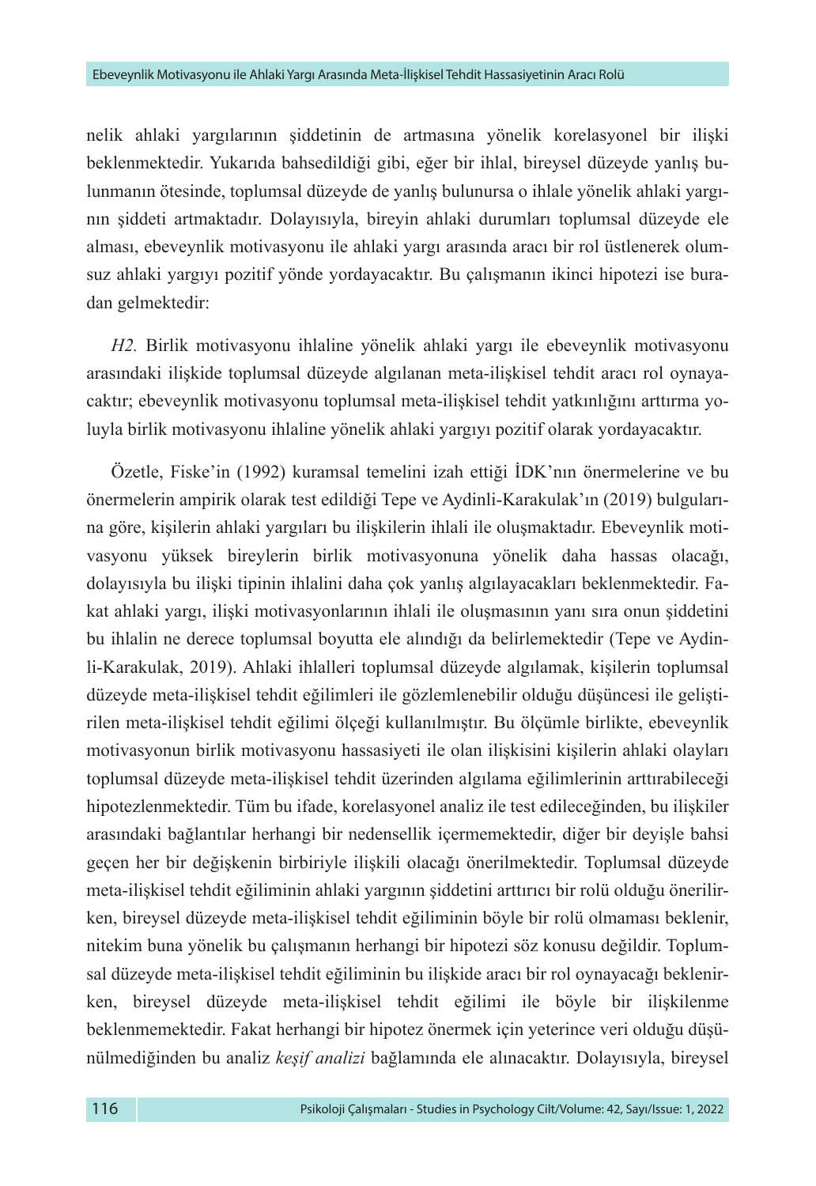nelik ahlaki yargılarının şiddetinin de artmasına yönelik korelasyonel bir ilişki beklenmektedir. Yukarıda bahsedildiği gibi, eğer bir ihlal, bireysel düzeyde yanlış bulunmanın ötesinde, toplumsal düzeyde de yanlış bulunursa o ihlale yönelik ahlaki yargının şiddeti artmaktadır. Dolayısıyla, bireyin ahlaki durumları toplumsal düzeyde ele alması, ebeveynlik motivasyonu ile ahlaki yargı arasında aracı bir rol üstlenerek olumsuz ahlaki yargıyı pozitif yönde yordayacaktır. Bu çalışmanın ikinci hipotezi ise buradan gelmektedir:

*H2.* Birlik motivasyonu ihlaline yönelik ahlaki yargı ile ebeveynlik motivasyonu arasındaki ilişkide toplumsal düzeyde algılanan meta-ilişkisel tehdit aracı rol oynayacaktır; ebeveynlik motivasyonu toplumsal meta-ilişkisel tehdit yatkınlığını arttırma yoluyla birlik motivasyonu ihlaline yönelik ahlaki yargıyı pozitif olarak yordayacaktır.

Özetle, Fiske'in (1992) kuramsal temelini izah ettiği İDK'nın önermelerine ve bu önermelerin ampirik olarak test edildiği Tepe ve Aydinli-Karakulak'ın (2019) bulgularına göre, kişilerin ahlaki yargıları bu ilişkilerin ihlali ile oluşmaktadır. Ebeveynlik motivasyonu yüksek bireylerin birlik motivasyonuna yönelik daha hassas olacağı, dolayısıyla bu ilişki tipinin ihlalini daha çok yanlış algılayacakları beklenmektedir. Fakat ahlaki yargı, ilişki motivasyonlarının ihlali ile oluşmasının yanı sıra onun şiddetini bu ihlalin ne derece toplumsal boyutta ele alındığı da belirlemektedir (Tepe ve Aydinli-Karakulak, 2019). Ahlaki ihlalleri toplumsal düzeyde algılamak, kişilerin toplumsal düzeyde meta-ilişkisel tehdit eğilimleri ile gözlemlenebilir olduğu düşüncesi ile geliştirilen meta-ilişkisel tehdit eğilimi ölçeği kullanılmıştır. Bu ölçümle birlikte, ebeveynlik motivasyonun birlik motivasyonu hassasiyeti ile olan ilişkisini kişilerin ahlaki olayları toplumsal düzeyde meta-ilişkisel tehdit üzerinden algılama eğilimlerinin arttırabileceği hipotezlenmektedir. Tüm bu ifade, korelasyonel analiz ile test edileceğinden, bu ilişkiler arasındaki bağlantılar herhangi bir nedensellik içermemektedir, diğer bir deyişle bahsi geçen her bir değişkenin birbiriyle ilişkili olacağı önerilmektedir. Toplumsal düzeyde meta-ilişkisel tehdit eğiliminin ahlaki yargının şiddetini arttırıcı bir rolü olduğu önerilirken, bireysel düzeyde meta-ilişkisel tehdit eğiliminin böyle bir rolü olmaması beklenir, nitekim buna yönelik bu çalışmanın herhangi bir hipotezi söz konusu değildir. Toplumsal düzeyde meta-ilişkisel tehdit eğiliminin bu ilişkide aracı bir rol oynayacağı beklenirken, bireysel düzeyde meta-ilişkisel tehdit eğilimi ile böyle bir ilişkilenme beklenmemektedir. Fakat herhangi bir hipotez önermek için yeterince veri olduğu düşünülmediğinden bu analiz *keşif analizi* bağlamında ele alınacaktır. Dolayısıyla, bireysel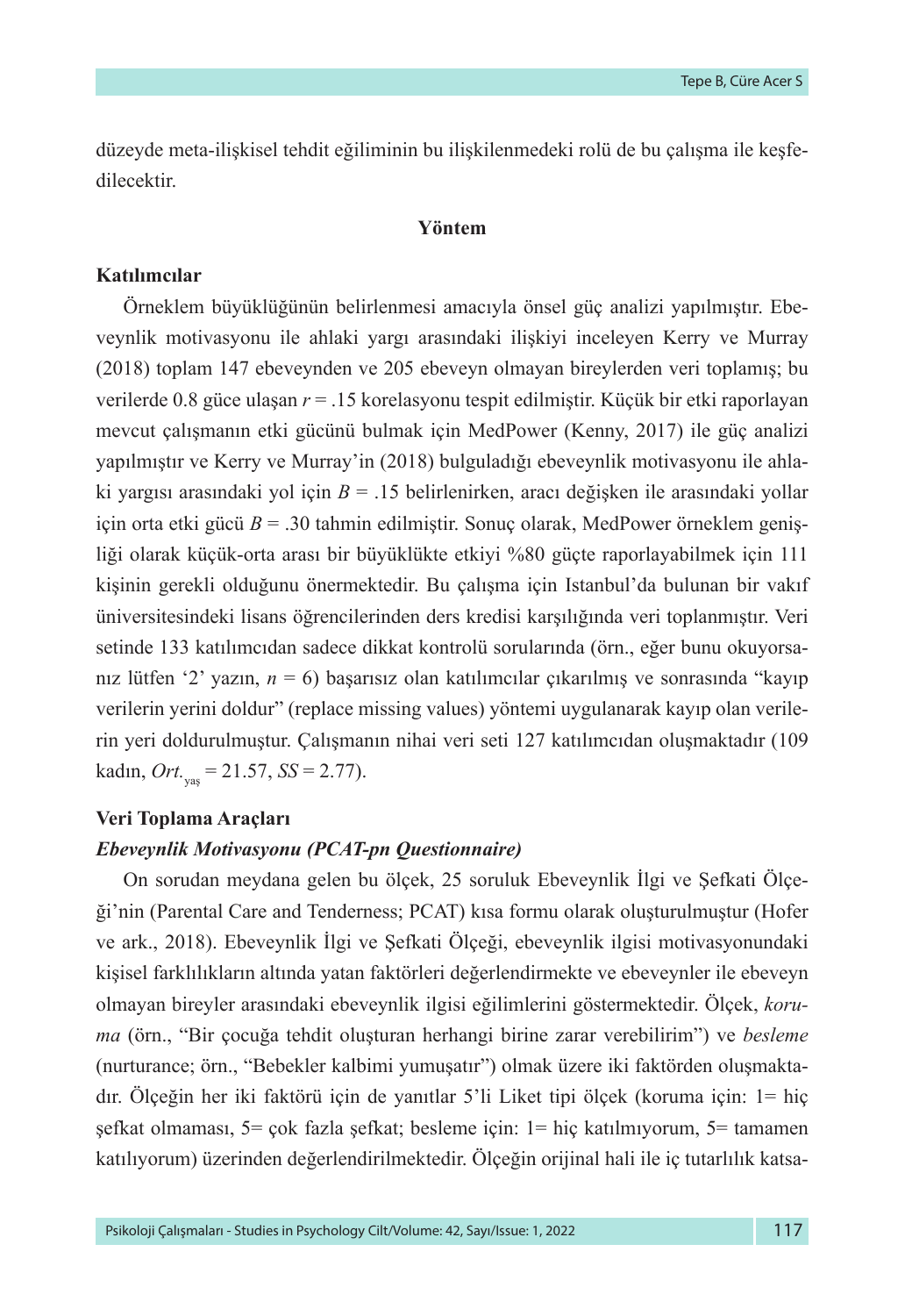düzeyde meta-ilişkisel tehdit eğiliminin bu ilişkilenmedeki rolü de bu çalışma ile keşfedilecektir.

## Yöntem

### Katılımcılar

Örneklem büyüklüğünün belirlenmesi amacıyla önsel güç analizi yapılmıştır. Ebeveynlik motivasyonu ile ahlaki yargı arasındaki ilişkiyi inceleyen Kerry ve Murray (2018) toplam 147 ebeveynden ve 205 ebeveyn olmayan bireylerden veri toplamış; bu verilerde 0.8 güce ulaşan $r$ = .15 korelasyonu tespit edilmiştir. Küçük bir etki raporlayan mevcut çalışmanın etki gücünü bulmak için MedPower (Kenny, 2017) ile güç analizi yapılmıştır ve Kerry ve Murray'in (2018) bulguladığı ebeveynlik motivasyonu ile ahlaki yargısı arasındaki yol için $B$ = .15 belirlenirken, aracı değişken ile arasındaki yollar için orta etki gücü $B$ = .30 tahmin edilmiştir. Sonuç olarak, MedPower örneklem genişliği olarak küçük-orta arası bir büyüklükte etkiyi %80 güçte raporlayabilmek için 111 kişinin gerekli olduğunu önermektedir. Bu çalışma için Istanbul'da bulunan bir vakıf üniversitesindeki lisans öğrencilerinden ders kredisi karşılığında veri toplanmıştır. Veri setinde 133 katılımcıdan sadece dikkat kontrolü sorularında (örn., eğer bunu okuyorsanız lütfen '2' yazın, $n$ = 6) başarısız olan katılımcılar çıkarılmış ve sonrasında "kayıp verilerin yerini doldur" (replace missing values) yöntemi uygulanarak kayıp olan verilerin yeri doldurulmuştur. Çalışmanın nihai veri seti 127 katılımcıdan oluşmaktadır (109 kadın, $Ort._{yaş}$ = 21.57, $SS$ = 2.77).

### Veri Toplama Araçları

#### *Ebeveynlik Motivasyonu (PCAT-pn Questionnaire)*

On sorudan meydana gelen bu ölçek, 25 soruluk Ebeveynlik İlgi ve Şefkati Ölçeği'nin (Parental Care and Tenderness; PCAT) kısa formu olarak oluşturulmuştur (Hofer ve ark., 2018). Ebeveynlik İlgi ve Şefkati Ölçeği, ebeveynlik ilgisi motivasyonundaki kişisel farklılıkların altında yatan faktörleri değerlendirmekte ve ebeveynler ile ebeveyn olmayan bireyler arasındaki ebeveynlik ilgisi eğilimlerini göstermektedir. Ölçek, *koruma* (örn., "Bir çocuğa tehdit oluşturan herhangi birine zarar verebilirim") ve *besleme* (nurturance; örn., "Bebekler kalbimi yumuşatır") olmak üzere iki faktörden oluşmaktadır. Ölçeğin her iki faktörü için de yanıtlar 5'li Liket tipi ölçek (koruma için: 1= hiç şefkat olmaması, 5= çok fazla şefkat; besleme için: 1= hiç katılmıyorum, 5= tamamen katılıyorum) üzerinden değerlendirilmektedir. Ölçeğin orijinal hali ile iç tutarlılık katsa-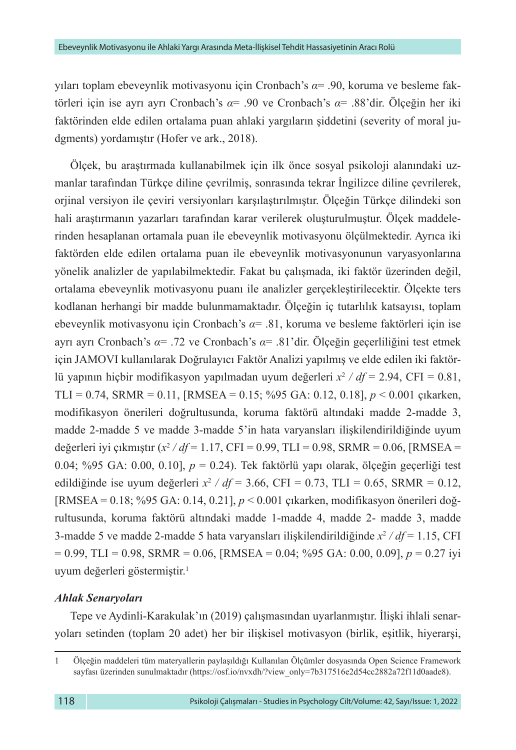yıları toplam ebeveynlik motivasyonu için Cronbach's $\alpha$= .90, koruma ve besleme faktörleri için ise ayrı ayrı Cronbach's $\alpha$= .90 ve Cronbach's $\alpha$= .88'dir. Ölçeğin her iki faktöründen elde edilen ortalama puan ahlaki yargıların şiddetini (severity of moral judgments) yordamıştır (Hofer ve ark., 2018).

Ölçek, bu araştırmada kullanabilmek için ilk önce sosyal psikoloji alanındaki uzmanlar tarafından Türkçe diline çevrilmiş, sonrasında tekrar İngilizce diline çevrilerek, orjinal versiyon ile çeviri versiyonları karşılaştırılmıştır. Ölçeğin Türkçe dilindeki son hali araştırmanın yazarları tarafından karar verilerek oluşturulmuştur. Ölçek maddelerinden hesaplanan ortamala puan ile ebeveynlik motivasyonu ölçülmektedir. Ayrıca iki faktörden elde edilen ortalama puan ile ebeveynlik motivasyonunun varyasyonlarına yönelik analizler de yapılabilmektedir. Fakat bu çalışmada, iki faktör üzerinden değil, ortalama ebeveynlik motivasyonu puanı ile analizler gerçekleştirilecektir. Ölçekte ters kodlanan herhangi bir madde bulunmamaktadır. Ölçeğin iç tutarlılık katsayısı, toplam ebeveynlik motivasyonu için Cronbach's $\alpha$= .81, koruma ve besleme faktörleri için ise ayrı ayrı Cronbach's $\alpha$= .72 ve Cronbach's $\alpha$= .81'dir. Ölçeğin geçerliliğini test etmek için JAMOVI kullanılarak Doğrulayıcı Faktör Analizi yapılmış ve elde edilen iki faktörlü yapının hiçbir modifikasyon yapılmadan uyum değerleri $x^2 / df$ = 2.94, CFI = 0.81, TLI = 0.74, SRMR = 0.11, [RMSEA = 0.15; %95 GA: 0.12, 0.18], $p < 0.001$ çıkarken, modifikasyon önerileri doğrultusunda, koruma faktörü altındaki madde 2-madde 3, madde 2-madde 5 ve madde 3-madde 5'in hata varyansları ilişkilendirildiğinde uyum değerleri iyi çıkmıştır ($x^2 / df$ = 1.17, CFI = 0.99, TLI = 0.98, SRMR = 0.06, [RMSEA = 0.04; %95 GA: 0.00, 0.10], $p = 0.24$). Tek faktörlü yapı olarak, ölçeğin geçerliği test edildiğinde ise uyum değerleri $x^2 / df$ = 3.66, CFI = 0.73, TLI = 0.65, SRMR = 0.12, [RMSEA = 0.18; %95 GA: 0.14, 0.21], $p < 0.001$ çıkarken, modifikasyon önerileri doğrultusunda, koruma faktörü altındaki madde 1-madde 4, madde 2- madde 3, madde 3-madde 5 ve madde 2-madde 5 hata varyansları ilişkilendirildiğinde $x^2 / df$ = 1.15, CFI = 0.99, TLI = 0.98, SRMR = 0.06, [RMSEA = 0.04; %95 GA: 0.00, 0.09], $p = 0.27$ iyi uyum değerleri göstermiştir.[1]

### *Ahlak Senaryoları*

Tepe ve Aydinli-Karakulak'ın (2019) çalışmasından uyarlanmıştır. İlişki ihlali senaryoları setinden (toplam 20 adet) her bir ilişkisel motivasyon (birlik, eşitlik, hiyerarşi,

---

1 Ölçeğin maddeleri tüm materyallerin paylaşıldığı Kullanılan Ölçümler dosyasında Open Science Framework sayfası üzerinden sunulmaktadır (https://osf.io/nvxdh/?view_only=7b317516e2d54cc2882a72f11d0aade8).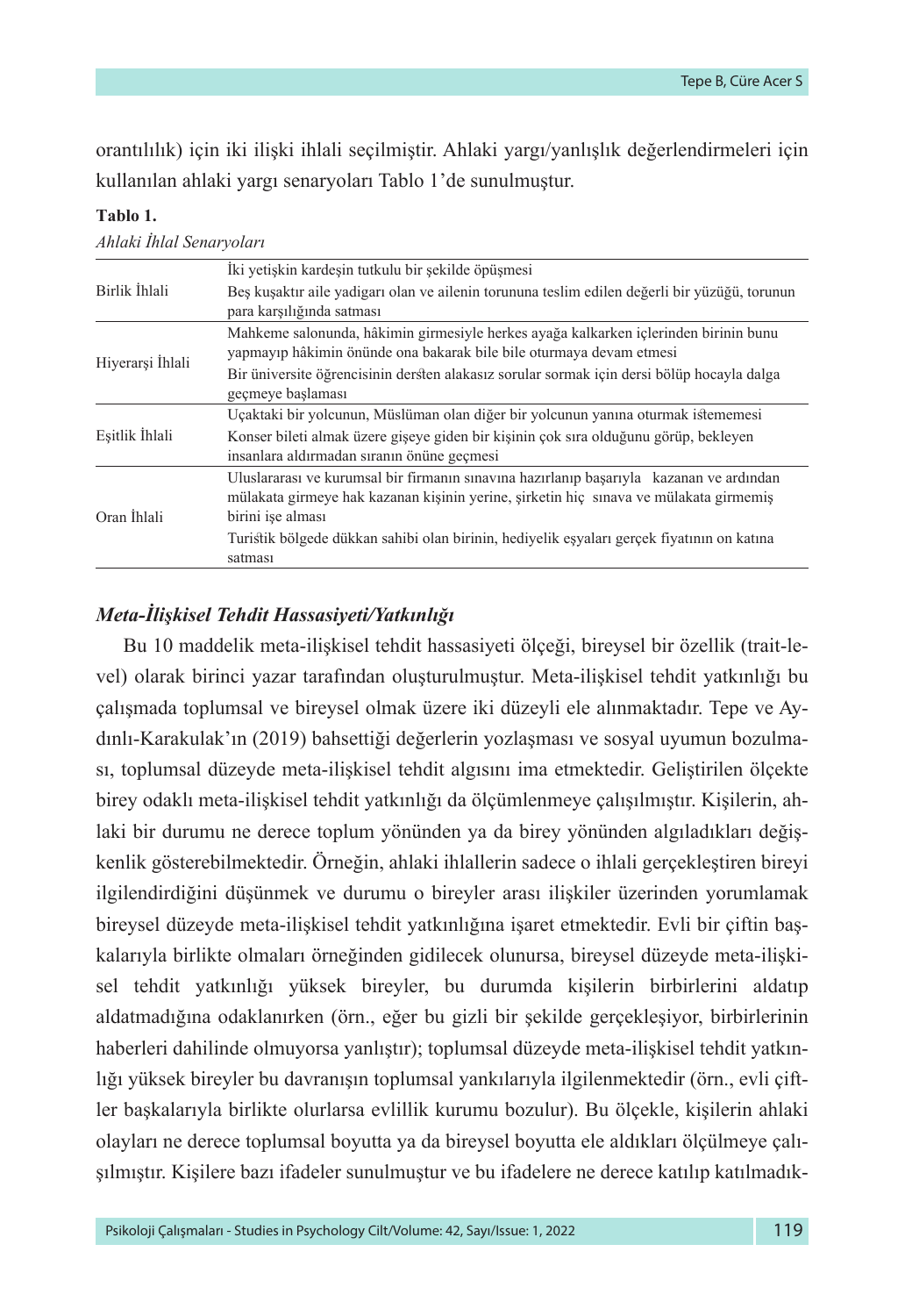orantılılık) için iki ilişki ihlali seçilmiştir. Ahlaki yargı/yanlışlık değerlendirmeleri için kullanılan ahlaki yargı senaryoları Tablo 1'de sunulmuştur.

**Tablo 1.**

*Ahlaki İhlal Senaryoları*

| | |
|---|---|
| Birlik İhlali | İki yetişkin kardeşin tutkulu bir şekilde öpüşmesi |
| | Beş kuşaktır aile yadigarı olan ve ailenin torununa teslim edilen değerli bir yüzüğü, torunun para karşılığında satması |
| Hiyerarşi İhlali | Mahkeme salonunda, hâkimin girmesiyle herkes ayağa kalkarken içlerinden birinin bunu yapmayıp hâkimin önünde ona bakarak bile bile oturmaya devam etmesi |
| | Bir üniversite öğrencisinin dersten alakasız sorular sormak için dersi bölüp hocayla dalga geçmeye başlaması |
| Eşitlik İhlali | Uçaktaki bir yolcunun, Müslüman olan diğer bir yolcunun yanına oturmak istememesi |
| | Konser bileti almak üzere gişeye giden bir kişinin çok sıra olduğunu görüp, bekleyen insanlara aldırmadan sıranın önüne geçmesi |
| Oran İhlali | Uluslararası ve kurumsal bir firmanın sınavına hazırlanıp başarıyla kazanan ve ardından mülakata girmeye hak kazanan kişinin yerine, şirketin hiç sınava ve mülakata girmemiş birini işe alması |
| | Turistik bölgede dükkan sahibi olan birinin, hediyelik eşyaları gerçek fiyatının on katına satması |

### *Meta-İlişkisel Tehdit Hassasiyeti/Yatkınlığı*

Bu 10 maddelik meta-ilişkisel tehdit hassasiyeti ölçeği, bireysel bir özellik (trait-level) olarak birinci yazar tarafından oluşturulmuştur. Meta-ilişkisel tehdit yatkınlığı bu çalışmada toplumsal ve bireysel olmak üzere iki düzeyli ele alınmaktadır. Tepe ve Aydınlı-Karakulak'ın (2019) bahsettiği değerlerin yozlaşması ve sosyal uyumun bozulması, toplumsal düzeyde meta-ilişkisel tehdit algısını ima etmektedir. Geliştirilen ölçekte birey odaklı meta-ilişkisel tehdit yatkınlığı da ölçümlenmeye çalışılmıştır. Kişilerin, ahlaki bir durumu ne derece toplum yönünden ya da birey yönünden algıladıkları değişkenlik gösterebilmektedir. Örneğin, ahlaki ihlallerin sadece o ihlali gerçekleştiren bireyi ilgilendirdiğini düşünmek ve durumu o bireyler arası ilişkiler üzerinden yorumlamak bireysel düzeyde meta-ilişkisel tehdit yatkınlığına işaret etmektedir. Evli bir çiftin başkalarıyla birlikte olmaları örneğinden gidilecek olunursa, bireysel düzeyde meta-ilişkisel tehdit yatkınlığı yüksek bireyler, bu durumda kişilerin birbirlerini aldatıp aldatmadığına odaklanırken (örn., eğer bu gizli bir şekilde gerçekleşiyor, birbirlerinin haberleri dahilinde olmuyorsa yanlıştır); toplumsal düzeyde meta-ilişkisel tehdit yatkınlığı yüksek bireyler bu davranışın toplumsal yankılarıyla ilgilenmektedir (örn., evli çiftler başkalarıyla birlikte olurlarsa evlillik kurumu bozulur). Bu ölçekle, kişilerin ahlaki olayları ne derece toplumsal boyutta ya da bireysel boyutta ele aldıkları ölçülmeye çalışılmıştır. Kişilere bazı ifadeler sunulmuştur ve bu ifadelere ne derece katılıp katılmadık-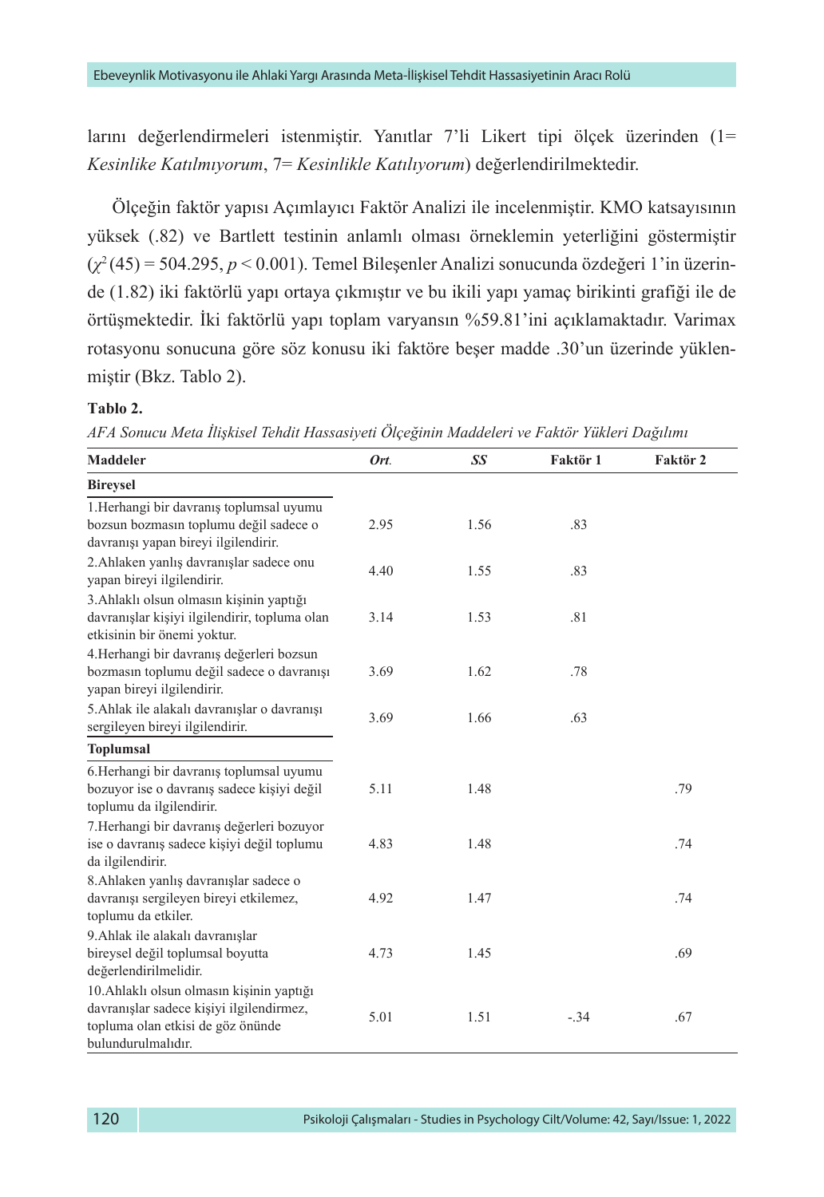larını değerlendirmeleri istenmiştir. Yanıtlar 7'li Likert tipi ölçek üzerinden (1= *Kesinlike Katılmıyorum*, 7= *Kesinlikle Katılıyorum*) değerlendirilmektedir.

Ölçeğin faktör yapısı Açımlayıcı Faktör Analizi ile incelenmiştir. KMO katsayısının yüksek (.82) ve Bartlett testinin anlamlı olması örneklemin yeterliğini göstermiştir ($\chi^2(45) = 504.295$, $p < 0.001$). Temel Bileşenler Analizi sonucunda özdeğeri 1'in üzerinde (1.82) iki faktörlü yapı ortaya çıkmıştır ve bu ikili yapı yamaç birikinti grafiği ile de örtüşmektedir. İki faktörlü yapı toplam varyansın %59.81'ini açıklamaktadır. Varimax rotasyonu sonucuna göre söz konusu iki faktöre beşer madde .30'un üzerinde yüklenmiştir (Bkz. Tablo 2).

**Tablo 2.**

*AFA Sonucu Meta İlişkisel Tehdit Hassasiyeti Ölçeğinin Maddeleri ve Faktör Yükleri Dağılımı*

| Maddeler | *Ort.* | *SS* | Faktör 1 | Faktör 2 |
|---|---|---|---|---|
| **Bireysel** | | | | |
| 1.Herhangi bir davranış toplumsal uyumu bozsun bozmasın toplumu değil sadece o davranışı yapan bireyi ilgilendirir. | 2.95 | 1.56 | .83 | |
| 2.Ahlaken yanlış davranışlar sadece onu yapan bireyi ilgilendirir. | 4.40 | 1.55 | .83 | |
| 3.Ahlaklı olsun olmasın kişinin yaptığı davranışlar kişiyi ilgilendirir, topluma olan etkisinin bir önemi yoktur. | 3.14 | 1.53 | .81 | |
| 4.Herhangi bir davranış değerleri bozsun bozmasın toplumu değil sadece o davranışı yapan bireyi ilgilendirir. | 3.69 | 1.62 | .78 | |
| 5.Ahlak ile alakalı davranışlar o davranışı sergileyen bireyi ilgilendirir. | 3.69 | 1.66 | .63 | |
| **Toplumsal** | | | | |
| 6.Herhangi bir davranış toplumsal uyumu bozuyor ise o davranış sadece kişiyi değil toplumu da ilgilendirir. | 5.11 | 1.48 | | .79 |
| 7.Herhangi bir davranış değerleri bozuyor ise o davranış sadece kişiyi değil toplumu da ilgilendirir. | 4.83 | 1.48 | | .74 |
| 8.Ahlaken yanlış davranışlar sadece o davranışı sergileyen bireyi etkilemez, toplumu da etkiler. | 4.92 | 1.47 | | .74 |
| 9.Ahlak ile alakalı davranışlar bireysel değil toplumsal boyutta değerlendirilmelidir. | 4.73 | 1.45 | | .69 |
| 10.Ahlaklı olsun olmasın kişinin yaptığı davranışlar sadece kişiyi ilgilendirmez, topluma olan etkisi de göz önünde bulundurulmalıdır. | 5.01 | 1.51 | -.34 | .67 |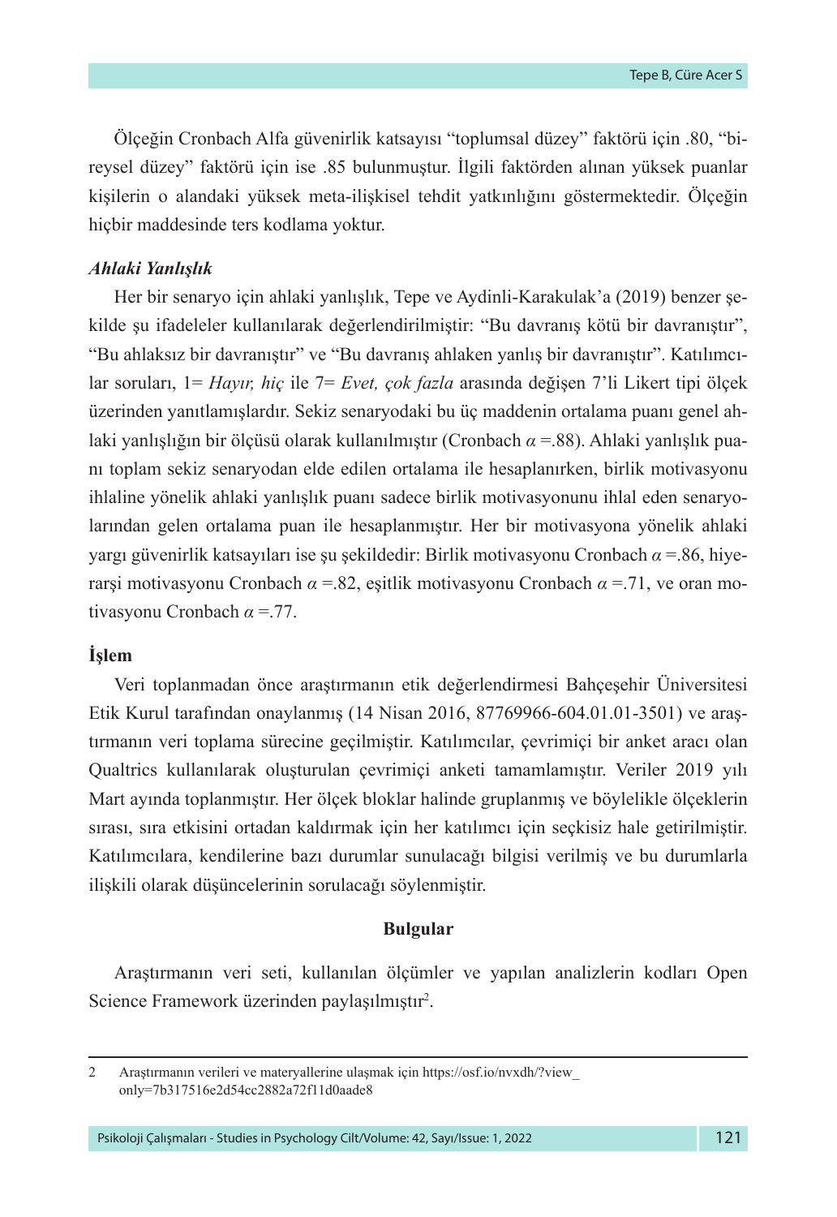Ölçeğin Cronbach Alfa güvenirlik katsayısı "toplumsal düzey" faktörü için .80, "bireysel düzey" faktörü için ise .85 bulunmuştur. İlgili faktörden alınan yüksek puanlar kişilerin o alandaki yüksek meta-ilişkisel tehdit yatkınlığını göstermektedir. Ölçeğin hiçbir maddesinde ters kodlama yoktur.

***Ahlaki Yanlışlık***

Her bir senaryo için ahlaki yanlışlık, Tepe ve Aydinli-Karakulak'a (2019) benzer şekilde şu ifadeleler kullanılarak değerlendirilmiştir: "Bu davranış kötü bir davranıştır", "Bu ahlaksız bir davranıştır" ve "Bu davranış ahlaken yanlış bir davranıştır". Katılımcılar soruları, 1= *Hayır, hiç* ile 7= *Evet, çok fazla* arasında değişen 7'li Likert tipi ölçek üzerinden yanıtlamışlardır. Sekiz senaryodaki bu üç maddenin ortalama puanı genel ahlaki yanlışlığın bir ölçüsü olarak kullanılmıştır (Cronbach $\alpha$ =.88). Ahlaki yanlışlık puanı toplam sekiz senaryodan elde edilen ortalama ile hesaplanırken, birlik motivasyonu ihlaline yönelik ahlaki yanlışlık puanı sadece birlik motivasyonunu ihlal eden senaryolarından gelen ortalama puan ile hesaplanmıştır. Her bir motivasyona yönelik ahlaki yargı güvenirlik katsayıları ise şu şekildedir: Birlik motivasyonu Cronbach $\alpha$ =.86, hiyerarşi motivasyonu Cronbach $\alpha$ =.82, eşitlik motivasyonu Cronbach $\alpha$ =.71, ve oran motivasyonu Cronbach $\alpha$ =.77.

**İşlem**

Veri toplanmadan önce araştırmanın etik değerlendirmesi Bahçeşehir Üniversitesi Etik Kurul tarafından onaylanmış (14 Nisan 2016, 87769966-604.01.01-3501) ve araştırmanın veri toplama sürecine geçilmiştir. Katılımcılar, çevrimiçi bir anket aracı olan Qualtrics kullanılarak oluşturulan çevrimiçi anketi tamamlamıştır. Veriler 2019 yılı Mart ayında toplanmıştır. Her ölçek bloklar halinde gruplanmış ve böylelikle ölçeklerin sırası, sıra etkisini ortadan kaldırmak için her katılımcı için seçkisiz hale getirilmiştir. Katılımcılara, kendilerine bazı durumlar sunulacağı bilgisi verilmiş ve bu durumlarla ilişkili olarak düşüncelerinin sorulacağı söylenmiştir.

## Bulgular

Araştırmanın veri seti, kullanılan ölçümler ve yapılan analizlerin kodları Open Science Framework üzerinden paylaşılmıştır[2].

---

2 Araştırmanın verileri ve materyallerine ulaşmak için https://osf.io/nvxdh/?view_only=7b317516e2d54cc2882a72f11d0aade8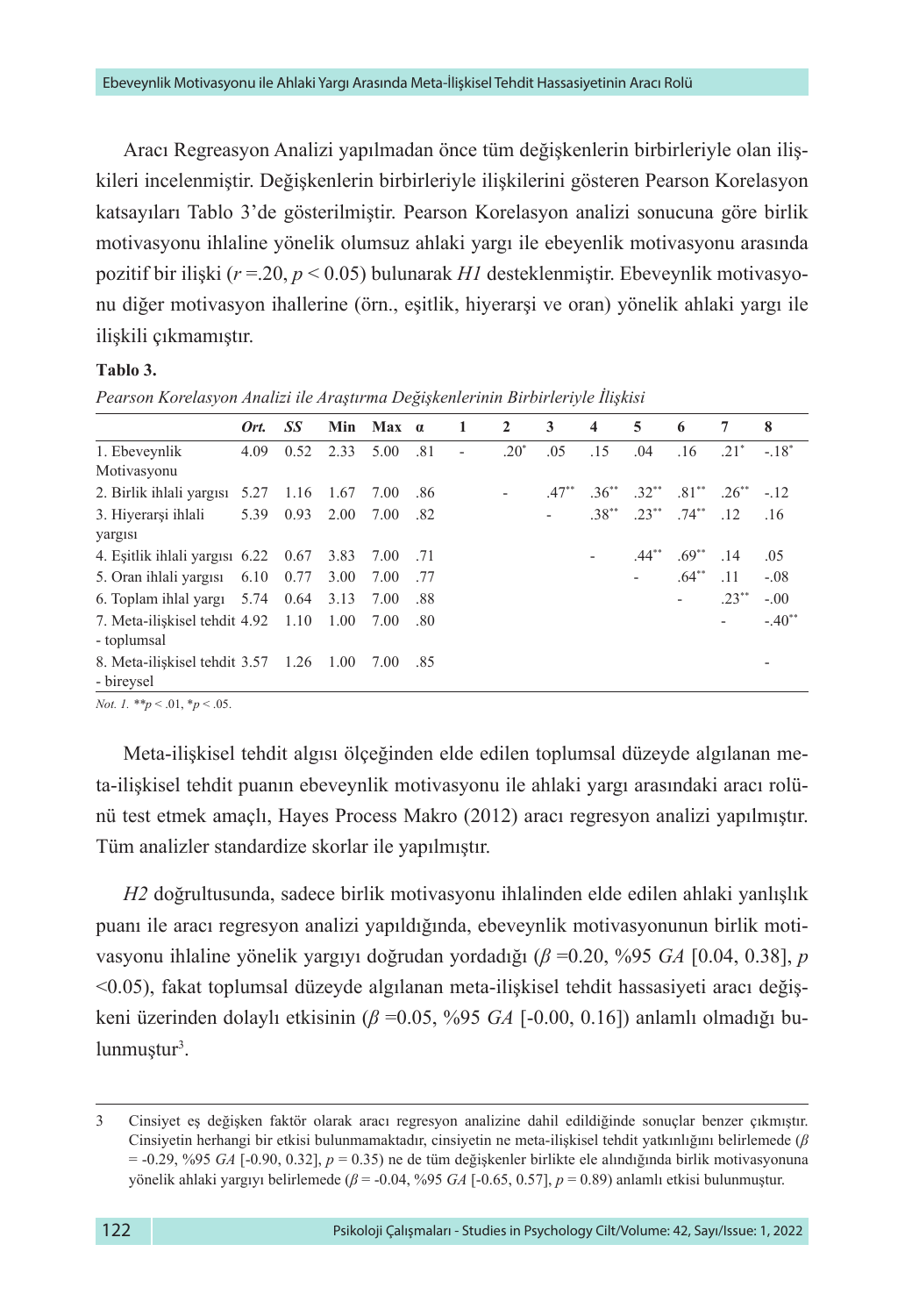Aracı Regreasyon Analizi yapılmadan önce tüm değişkenlerin birbirleriyle olan ilişkileri incelenmiştir. Değişkenlerin birbirleriyle ilişkilerini gösteren Pearson Korelasyon katsayıları Tablo 3'de gösterilmiştir. Pearson Korelasyon analizi sonucuna göre birlik motivasyonu ihlaline yönelik olumsuz ahlaki yargı ile ebeyenlik motivasyonu arasında pozitif bir ilişki ($r$ =.20, $p < 0.05$) bulunarak *H1* desteklenmiştir. Ebeveynlik motivasyonu diğer motivasyon ihallerine (örn., eşitlik, hiyerarşi ve oran) yönelik ahlaki yargı ile ilişkili çıkmamıştır.

**Tablo 3.**

*Pearson Korelasyon Analizi ile Araştırma Değişkenlerinin Birbirleriyle İlişkisi*

| | *Ort.* | *SS* | Min | Max | α | 1 | 2 | 3 | 4 | 5 | 6 | 7 | 8 |
|---|---|---|---|---|---|---|---|---|---|---|---|---|---|
| 1. Ebeveynlik Motivasyonu | 4.09 | 0.52 | 2.33 | 5.00 | .81 | - | .20* | .05 | .15 | .04 | .16 | .21* | -.18* |
| 2. Birlik ihlali yargısı | 5.27 | 1.16 | 1.67 | 7.00 | .86 | | - | .47** | .36** | .32** | .81** | .26** | -.12 |
| 3. Hiyerarşi ihlali yargısı | 5.39 | 0.93 | 2.00 | 7.00 | .82 | | | - | .38** | .23** | .74** | .12 | .16 |
| 4. Eşitlik ihlali yargısı | 6.22 | 0.67 | 3.83 | 7.00 | .71 | | | | - | .44** | .69** | .14 | .05 |
| 5. Oran ihlali yargısı | 6.10 | 0.77 | 3.00 | 7.00 | .77 | | | | | - | .64** | .11 | -.08 |
| 6. Toplam ihlal yargı | 5.74 | 0.64 | 3.13 | 7.00 | .88 | | | | | | - | .23** | -.00 |
| 7. Meta-ilişkisel tehdit - toplumsal | 4.92 | 1.10 | 1.00 | 7.00 | .80 | | | | | | | - | -.40** |
| 8. Meta-ilişkisel tehdit - bireysel | 3.57 | 1.26 | 1.00 | 7.00 | .85 | | | | | | | | - |

*Not. 1.* **$p < .01$, *$p < .05$.

Meta-ilişkisel tehdit algısı ölçeğinden elde edilen toplumsal düzeyde algılanan meta-ilişkisel tehdit puanın ebeveynlik motivasyonu ile ahlaki yargı arasındaki aracı rolünü test etmek amaçlı, Hayes Process Makro (2012) aracı regresyon analizi yapılmıştır. Tüm analizler standardize skorlar ile yapılmıştır.

*H2* doğrultusunda, sadece birlik motivasyonu ihlalinden elde edilen ahlaki yanlışlık puanı ile aracı regresyon analizi yapıldığında, ebeveynlik motivasyonunun birlik motivasyonu ihlaline yönelik yargıyı doğrudan yordadığı ($\beta$ =0.20, %95 *GA* [0.04, 0.38], $p$ <0.05), fakat toplumsal düzeyde algılanan meta-ilişkisel tehdit hassasiyeti aracı değişkeni üzerinden dolaylı etkisinin ($\beta$ =0.05, %95 *GA* [-0.00, 0.16]) anlamlı olmadığı bulunmuştur[3].

3 Cinsiyet eş değişken faktör olarak aracı regresyon analizine dahil edildiğinde sonuçlar benzer çıkmıştır. Cinsiyetin herhangi bir etkisi bulunmamaktadır, cinsiyetin ne meta-ilişkisel tehdit yatkınlığını belirlemede ($\beta$ = -0.29, %95 *GA* [-0.90, 0.32], $p$ = 0.35) ne de tüm değişkenler birlikte ele alındığında birlik motivasyonuna yönelik ahlaki yargıyı belirlemede ($\beta$ = -0.04, %95 *GA* [-0.65, 0.57], $p$ = 0.89) anlamlı etkisi bulunmuştur.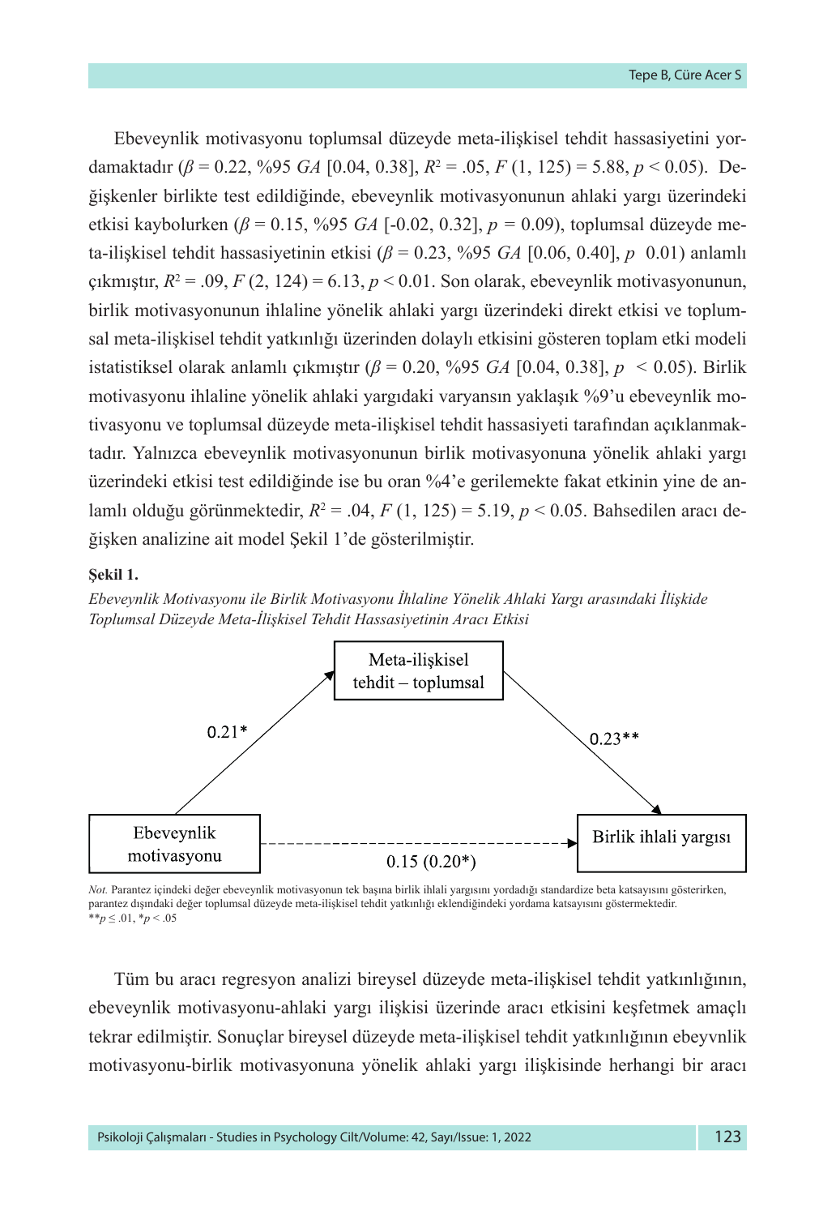Ebeveynlik motivasyonu toplumsal düzeyde meta-ilişkisel tehdit hassasiyetini yordamaktadır ($\beta$ = 0.22, %95 *GA* [0.04, 0.38], $R^2$ = .05, $F$ (1, 125) = 5.88, $p$ < 0.05). Değişkenler birlikte test edildiğinde, ebeveynlik motivasyonunun ahlaki yargı üzerindeki etkisi kaybolurken ($\beta$ = 0.15, %95 *GA* [-0.02, 0.32], $p$ = 0.09), toplumsal düzeyde meta-ilişkisel tehdit hassasiyetinin etkisi ($\beta$ = 0.23, %95 *GA* [0.06, 0.40], $p$ 0.01) anlamlı çıkmıştır, $R^2$ = .09, $F$ (2, 124) = 6.13, $p$ < 0.01. Son olarak, ebeveynlik motivasyonunun, birlik motivasyonunun ihlaline yönelik ahlaki yargı üzerindeki direkt etkisi ve toplumsal meta-ilişkisel tehdit yatkınlığı üzerinden dolaylı etkisini gösteren toplam etki modeli istatistiksel olarak anlamlı çıkmıştır ($\beta$ = 0.20, %95 *GA* [0.04, 0.38], $p$ < 0.05). Birlik motivasyonu ihlaline yönelik ahlaki yargıdaki varyansın yaklaşık %9'u ebeveynlik motivasyonu ve toplumsal düzeyde meta-ilişkisel tehdit hassasiyeti tarafından açıklanmaktadır. Yalnızca ebeveynlik motivasyonunun birlik motivasyonuna yönelik ahlaki yargı üzerindeki etkisi test edildiğinde ise bu oran %4'e gerilemekte fakat etkinin yine de anlamlı olduğu görünmektedir, $R^2$ = .04, $F$ (1, 125) = 5.19, $p$ < 0.05. Bahsedilen aracı değişken analizine ait model Şekil 1'de gösterilmiştir.

**Şekil 1.**

*Ebeveynlik Motivasyonu ile Birlik Motivasyonu İhlaline Yönelik Ahlaki Yargı arasındaki İlişkide Toplumsal Düzeyde Meta-İlişkisel Tehdit Hassasiyetinin Aracı Etkisi*

Meta-ilişkisel tehdit – toplumsal

0.21*

0.23**

Ebeveynlik motivasyonu

Birlik ihlali yargısı

0.15 (0.20*)

*Not.* Parantez içindeki değer ebeveynlik motivasyonun tek başına birlik ihlali yargısını yordadığı standardize beta katsayısını gösterirken, parantez dışındaki değer toplumsal düzeyde meta-ilişkisel tehdit yatkınlığı eklendiğindeki yordama katsayısını göstermektedir.
**$p \leq .01$, *$p < .05$

Tüm bu aracı regresyon analizi bireysel düzeyde meta-ilişkisel tehdit yatkınlığının, ebeveynlik motivasyonu-ahlaki yargı ilişkisi üzerinde aracı etkisini keşfetmek amaçlı tekrar edilmiştir. Sonuçlar bireysel düzeyde meta-ilişkisel tehdit yatkınlığının ebeyvnlik motivasyonu-birlik motivasyonuna yönelik ahlaki yargı ilişkisinde herhangi bir aracı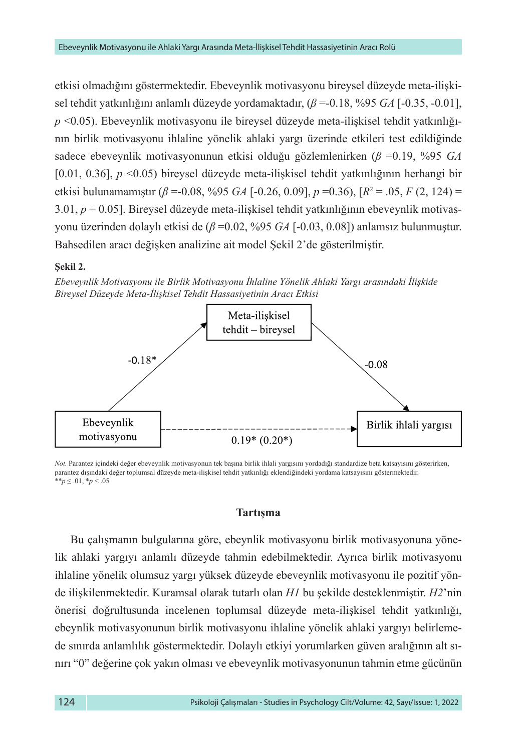etkisi olmadığını göstermektedir. Ebeveynlik motivasyonu bireysel düzeyde meta-ilişkisel tehdit yatkınlığını anlamlı düzeyde yordamaktadır, ($\beta$ =-0.18, %95 *GA* [-0.35, -0.01], $p$ <0.05). Ebeveynlik motivasyonu ile bireysel düzeyde meta-ilişkisel tehdit yatkınlığının birlik motivasyonu ihlaline yönelik ahlaki yargı üzerinde etkileri test edildiğinde sadece ebeveynlik motivasyonunun etkisi olduğu gözlemlenirken ($\beta$ =0.19, %95 *GA* [0.01, 0.36], $p$ <0.05) bireysel düzeyde meta-ilişkisel tehdit yatkınlığının herhangi bir etkisi bulunamamıştır ($\beta$ =-0.08, %95 *GA* [-0.26, 0.09], $p$ =0.36), [$R^2$ = .05, $F$ (2, 124) = 3.01, $p$ = 0.05]. Bireysel düzeyde meta-ilişkisel tehdit yatkınlığının ebeveynlik motivasyonu üzerinden dolaylı etkisi de ($\beta$ =0.02, %95 *GA* [-0.03, 0.08]) anlamsız bulunmuştur. Bahsedilen aracı değişken analizine ait model Şekil 2'de gösterilmiştir.

**Şekil 2.**

*Ebeveynlik Motivasyonu ile Birlik Motivasyonu İhlaline Yönelik Ahlaki Yargı arasındaki İlişkide Bireysel Düzeyde Meta-İlişkisel Tehdit Hassasiyetinin Aracı Etkisi*

Meta-ilişkisel tehdit – bireysel

-0.18*

-0.08

Ebeveynlik motivasyonu

Birlik ihlali yargısı

0.19* (0.20*)

*Not.* Parantez içindeki değer ebeveynlik motivasyonun tek başına birlik ihlali yargısını yordadığı standardize beta katsayısını gösterirken, parantez dışındaki değer toplumsal düzeyde meta-ilişkisel tehdit yatkınlığı eklendiğindeki yordama katsayısını göstermektedir.
\*\*$p \leq .01$, \*$p < .05$

## Tartışma

Bu çalışmanın bulgularına göre, ebeynlik motivasyonu birlik motivasyonuna yönelik ahlaki yargıyı anlamlı düzeyde tahmin edebilmektedir. Ayrıca birlik motivasyonu ihlaline yönelik olumsuz yargı yüksek düzeyde ebeveynlik motivasyonu ile pozitif yönde ilişkilenmektedir. Kuramsal olarak tutarlı olan *H1* bu şekilde desteklenmiştir. *H2*'nin önerisi doğrultusunda incelenen toplumsal düzeyde meta-ilişkisel tehdit yatkınlığı, ebeynlik motivasyonunun birlik motivasyonu ihlaline yönelik ahlaki yargıyı belirlemede sınırda anlamlılık göstermektedir. Dolaylı etkiyi yorumlarken güven aralığının alt sınırı "0" değerine çok yakın olması ve ebeveynlik motivasyonunun tahmin etme gücünün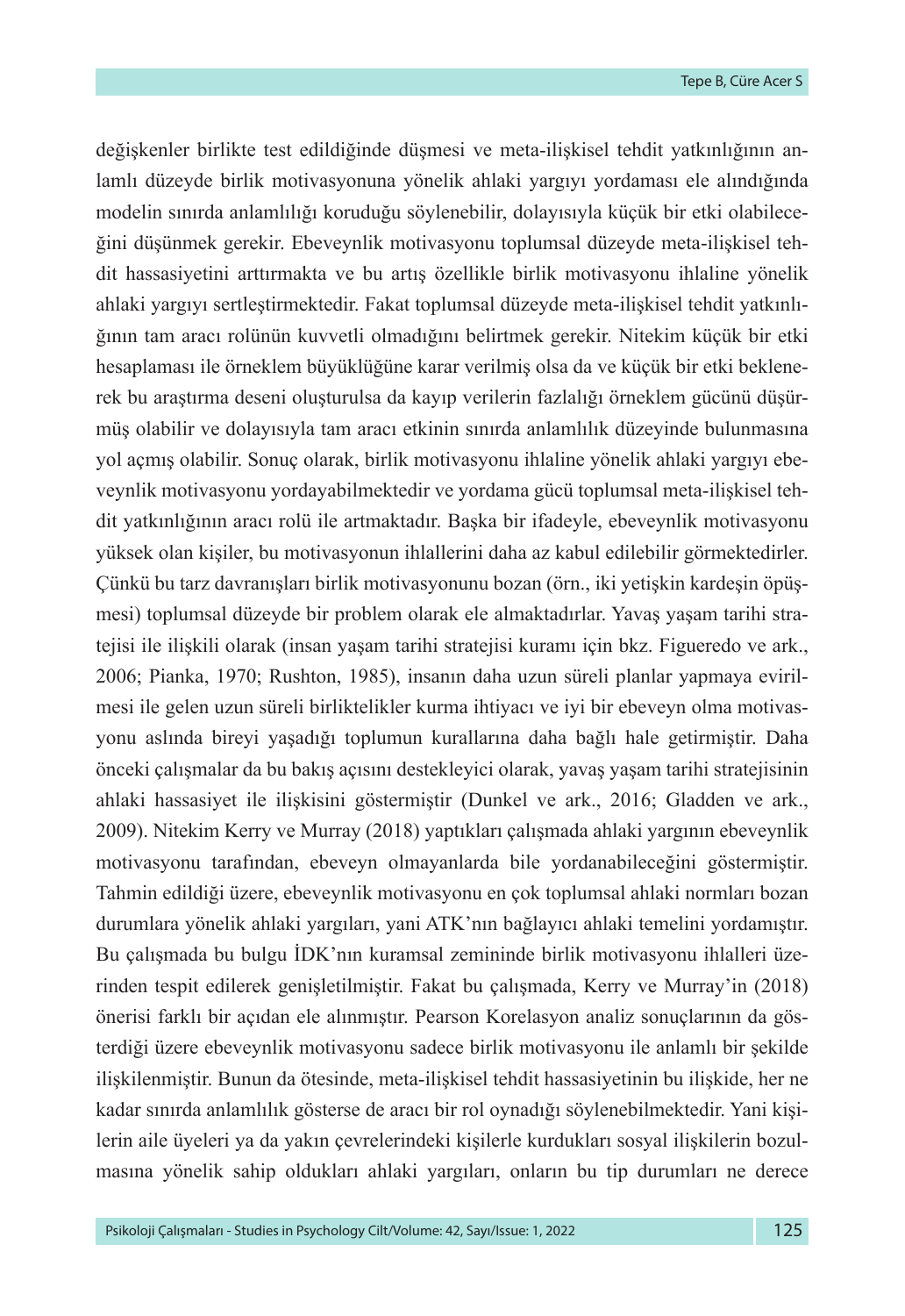değişkenler birlikte test edildiğinde düşmesi ve meta-ilişkisel tehdit yatkınlığının anlamlı düzeyde birlik motivasyonuna yönelik ahlaki yargıyı yordaması ele alındığında modelin sınırda anlamlılığı koruduğu söylenebilir, dolayısıyla küçük bir etki olabileceğini düşünmek gerekir. Ebeveynlik motivasyonu toplumsal düzeyde meta-ilişkisel tehdit hassasiyetini arttırmakta ve bu artış özellikle birlik motivasyonu ihlaline yönelik ahlaki yargıyı sertleştirmektedir. Fakat toplumsal düzeyde meta-ilişkisel tehdit yatkınlığının tam aracı rolünün kuvvetli olmadığını belirtmek gerekir. Nitekim küçük bir etki hesaplaması ile örneklem büyüklüğüne karar verilmiş olsa da ve küçük bir etki beklenerek bu araştırma deseni oluşturulsa da kayıp verilerin fazlalığı örneklem gücünü düşürmüş olabilir ve dolayısıyla tam aracı etkinin sınırda anlamlılık düzeyinde bulunmasına yol açmış olabilir. Sonuç olarak, birlik motivasyonu ihlaline yönelik ahlaki yargıyı ebeveynlik motivasyonu yordayabilmektedir ve yordama gücü toplumsal meta-ilişkisel tehdit yatkınlığının aracı rolü ile artmaktadır. Başka bir ifadeyle, ebeveynlik motivasyonu yüksek olan kişiler, bu motivasyonun ihlallerini daha az kabul edilebilir görmektedirler. Çünkü bu tarz davranışları birlik motivasyonunu bozan (örn., iki yetişkin kardeşin öpüşmesi) toplumsal düzeyde bir problem olarak ele almaktadırlar. Yavaş yaşam tarihi stratejisi ile ilişkili olarak (insan yaşam tarihi stratejisi kuramı için bkz. Figueredo ve ark., 2006; Pianka, 1970; Rushton, 1985), insanın daha uzun süreli planlar yapmaya evrilmesi ile gelen uzun süreli birliktelikler kurma ihtiyacı ve iyi bir ebeveyn olma motivasyonu aslında bireyi yaşadığı toplumun kurallarına daha bağlı hale getirmiştir. Daha önceki çalışmalar da bu bakış açısını destekleyici olarak, yavaş yaşam tarihi stratejisinin ahlaki hassasiyet ile ilişkisini göstermiştir (Dunkel ve ark., 2016; Gladden ve ark., 2009). Nitekim Kerry ve Murray (2018) yaptıkları çalışmada ahlaki yargının ebeveynlik motivasyonu tarafından, ebeveyn olmayanlarda bile yordanabileceğini göstermiştir. Tahmin edildiği üzere, ebeveynlik motivasyonu en çok toplumsal ahlaki normları bozan durumlara yönelik ahlaki yargıları, yani ATK'nın bağlayıcı ahlaki temelini yordamıştır. Bu çalışmada bu bulgu İDK'nın kuramsal zemininde birlik motivasyonu ihlalleri üzerinden tespit edilerek genişletilmiştir. Fakat bu çalışmada, Kerry ve Murray'in (2018) önerisi farklı bir açıdan ele alınmıştır. Pearson Korelasyon analiz sonuçlarının da gösterdiği üzere ebeveynlik motivasyonu sadece birlik motivasyonu ile anlamlı bir şekilde ilişkilenmiştir. Bunun da ötesinde, meta-ilişkisel tehdit hassasiyetinin bu ilişkide, her ne kadar sınırda anlamlılık gösterse de aracı bir rol oynadığı söylenebilmektedir. Yani kişilerin aile üyeleri ya da yakın çevrelerindeki kişilerle kurdukları sosyal ilişkilerin bozulmasına yönelik sahip oldukları ahlaki yargıları, onların bu tip durumları ne derece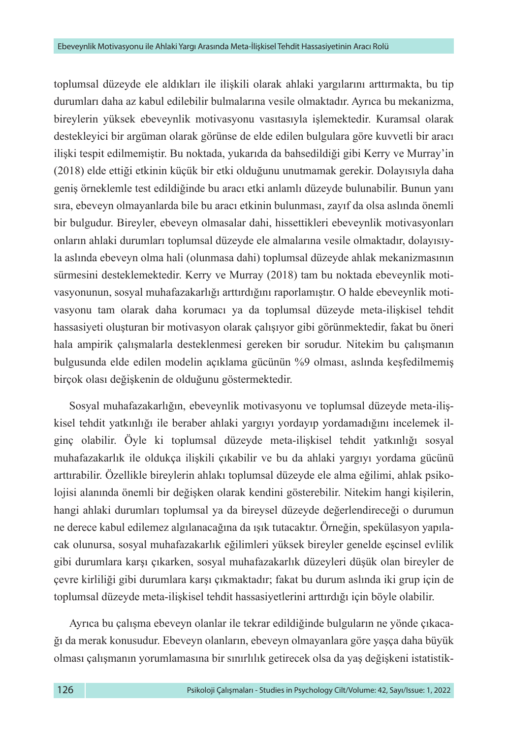toplumsal düzeyde ele aldıkları ile ilişkili olarak ahlaki yargılarını arttırmakta, bu tip durumları daha az kabul edilebilir bulmalarına vesile olmaktadır. Ayrıca bu mekanizma, bireylerin yüksek ebeveynlik motivasyonu vasıtasıyla işlemektedir. Kuramsal olarak destekleyici bir argüman olarak görünse de elde edilen bulgulara göre kuvvetli bir aracı ilişki tespit edilmemiştir. Bu noktada, yukarıda da bahsedildiği gibi Kerry ve Murray'in (2018) elde ettiği etkinin küçük bir etki olduğunu unutmamak gerekir. Dolayısıyla daha geniş örneklemle test edildiğinde bu aracı etki anlamlı düzeyde bulunabilir. Bunun yanı sıra, ebeveyn olmayanlarda bile bu aracı etkinin bulunması, zayıf da olsa aslında önemli bir bulgudur. Bireyler, ebeveyn olmasalar dahi, hissettikleri ebeveynlik motivasyonları onların ahlaki durumları toplumsal düzeyde ele almalarına vesile olmaktadır, dolayısıyla aslında ebeveyn olma hali (olunmasa dahi) toplumsal düzeyde ahlak mekanizmasının sürmesini desteklemektedir. Kerry ve Murray (2018) tam bu noktada ebeveynlik motivasyonunun, sosyal muhafazakarlığı arttırdığını raporlamıştır. O halde ebeveynlik motivasyonu tam olarak daha korumacı ya da toplumsal düzeyde meta-ilişkisel tehdit hassasiyeti oluşturan bir motivasyon olarak çalışıyor gibi görünmektedir, fakat bu öneri hala ampirik çalışmalarla desteklenmesi gereken bir sorudur. Nitekim bu çalışmanın bulgusunda elde edilen modelin açıklama gücünün %9 olması, aslında keşfedilmemiş birçok olası değişkenin de olduğunu göstermektedir.

Sosyal muhafazakarlığın, ebeveynlik motivasyonu ve toplumsal düzeyde meta-ilişkisel tehdit yatkınlığı ile beraber ahlaki yargıyı yordayıp yordamadığını incelemek ilginç olabilir. Öyle ki toplumsal düzeyde meta-ilişkisel tehdit yatkınlığı sosyal muhafazakarlık ile oldukça ilişkili çıkabilir ve bu da ahlaki yargıyı yordama gücünü arttırabilir. Özellikle bireylerin ahlakı toplumsal düzeyde ele alma eğilimi, ahlak psikolojisi alanında önemli bir değişken olarak kendini gösterebilir. Nitekim hangi kişilerin, hangi ahlaki durumları toplumsal ya da bireysel düzeyde değerlendireceği o durumun ne derece kabul edilemez algılanacağına da ışık tutacaktır. Örneğin, spekülasyon yapılacak olunursa, sosyal muhafazakarlık eğilimleri yüksek bireyler genelde eşcinsel evlilik gibi durumlara karşı çıkarken, sosyal muhafazakarlık düzeyleri düşük olan bireyler de çevre kirliliği gibi durumlara karşı çıkmaktadır; fakat bu durum aslında iki grup için de toplumsal düzeyde meta-ilişkisel tehdit hassasiyetlerini arttırdığı için böyle olabilir.

Ayrıca bu çalışma ebeveyn olanlar ile tekrar edildiğinde bulguların ne yönde çıkacağı da merak konusudur. Ebeveyn olanların, ebeveyn olmayanlara göre yaşça daha büyük olması çalışmanın yorumlamasına bir sınırlılık getirecek olsa da yaş değişkeni istatistik-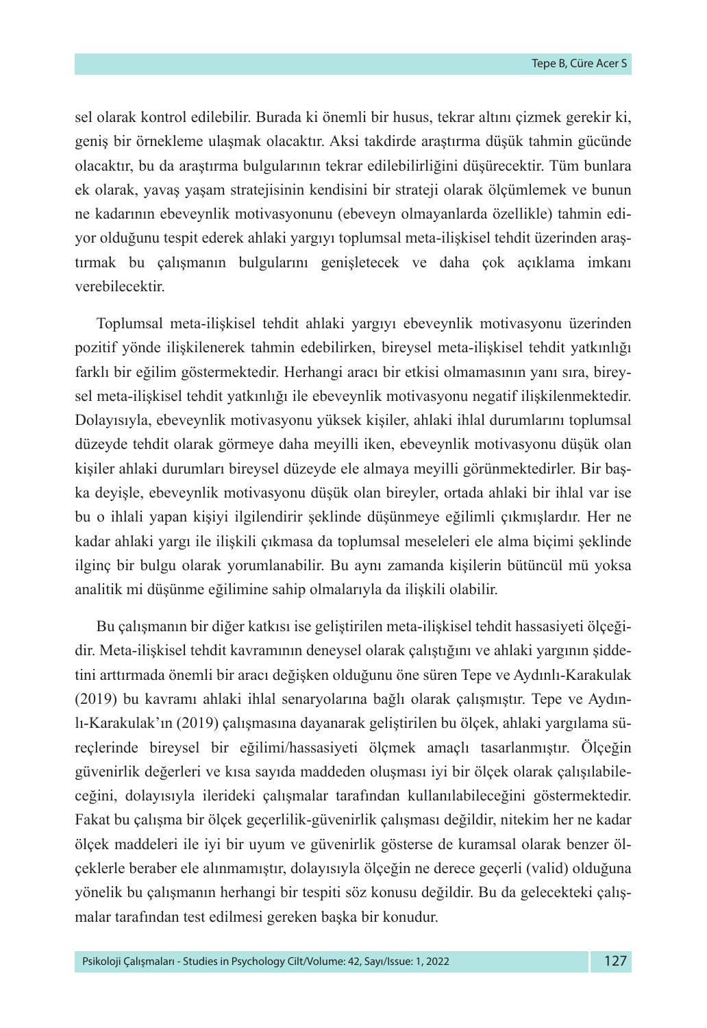sel olarak kontrol edilebilir. Burada ki önemli bir husus, tekrar altını çizmek gerekir ki, geniş bir örnekleme ulaşmak olacaktır. Aksi takdirde araştırma düşük tahmin gücünde olacaktır, bu da araştırma bulgularının tekrar edilebilirliğini düşürecektir. Tüm bunlara ek olarak, yavaş yaşam stratejisinin kendisini bir strateji olarak ölçümlemek ve bunun ne kadarının ebeveynlik motivasyonunu (ebeveyn olmayanlarda özellikle) tahmin ediyor olduğunu tespit ederek ahlaki yargıyı toplumsal meta-ilişkisel tehdit üzerinden araştırmak bu çalışmanın bulgularını genişletecek ve daha çok açıklama imkanı verebilecektir.

Toplumsal meta-ilişkisel tehdit ahlaki yargıyı ebeveynlik motivasyonu üzerinden pozitif yönde ilişkilenerek tahmin edebilirken, bireysel meta-ilişkisel tehdit yatkınlığı farklı bir eğilim göstermektedir. Herhangi aracı bir etkisi olmamasının yanı sıra, bireysel meta-ilişkisel tehdit yatkınlığı ile ebeveynlik motivasyonu negatif ilişkilenmektedir. Dolayısıyla, ebeveynlik motivasyonu yüksek kişiler, ahlaki ihlal durumlarını toplumsal düzeyde tehdit olarak görmeye daha meyilli iken, ebeveynlik motivasyonu düşük olan kişiler ahlaki durumları bireysel düzeyde ele almaya meyilli görünmektedirler. Bir başka deyişle, ebeveynlik motivasyonu düşük olan bireyler, ortada ahlaki bir ihlal var ise bu o ihlali yapan kişiyi ilgilendirir şeklinde düşünmeye eğilimli çıkmışlardır. Her ne kadar ahlaki yargı ile ilişkili çıkmasa da toplumsal meseleleri ele alma biçimi şeklinde ilginç bir bulgu olarak yorumlanabilir. Bu aynı zamanda kişilerin bütüncül mü yoksa analitik mi düşünme eğilimine sahip olmalarıyla da ilişkili olabilir.

Bu çalışmanın bir diğer katkısı ise geliştirilen meta-ilişkisel tehdit hassasiyeti ölçeğidir. Meta-ilişkisel tehdit kavramının deneysel olarak çalıştığını ve ahlaki yargının şiddetini arttırmada önemli bir aracı değişken olduğunu öne süren Tepe ve Aydınlı-Karakulak (2019) bu kavramı ahlaki ihlal senaryolarına bağlı olarak çalışmıştır. Tepe ve Aydınlı-Karakulak'ın (2019) çalışmasına dayanarak geliştirilen bu ölçek, ahlaki yargılama süreçlerinde bireysel bir eğilimi/hassasiyeti ölçmek amaçlı tasarlanmıştır. Ölçeğin güvenirlik değerleri ve kısa sayıda maddeden oluşması iyi bir ölçek olarak çalışılabileceğini, dolayısıyla ilerideki çalışmalar tarafından kullanılabileceğini göstermektedir. Fakat bu çalışma bir ölçek geçerlilik-güvenirlik çalışması değildir, nitekim her ne kadar ölçek maddeleri ile iyi bir uyum ve güvenirlik gösterse de kuramsal olarak benzer ölçeklerle beraber ele alınmamıştır, dolayısıyla ölçeğin ne derece geçerli (valid) olduğuna yönelik bu çalışmanın herhangi bir tespiti söz konusu değildir. Bu da gelecekteki çalışmalar tarafından test edilmesi gereken başka bir konudur.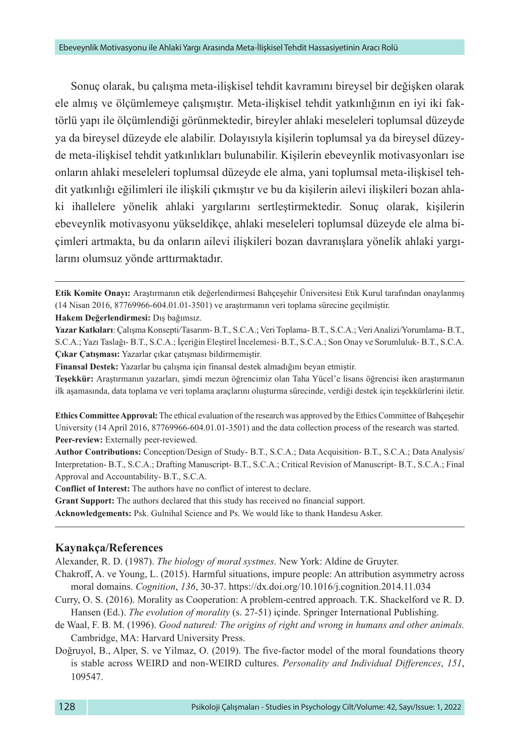Sonuç olarak, bu çalışma meta-ilişkisel tehdit kavramını bireysel bir değişken olarak ele almış ve ölçümlemeye çalışmıştır. Meta-ilişkisel tehdit yatkınlığının en iyi iki faktörlü yapı ile ölçümlendiği görünmektedir, bireyler ahlaki meseleleri toplumsal düzeyde ya da bireysel düzeyde ele alabilir. Dolayısıyla kişilerin toplumsal ya da bireysel düzeyde meta-ilişkisel tehdit yatkınlıkları bulunabilir. Kişilerin ebeveynlik motivasyonları ise onların ahlaki meseleleri toplumsal düzeyde ele alma, yani toplumsal meta-ilişkisel tehdit yatkınlığı eğilimleri ile ilişkili çıkmıştır ve bu da kişilerin ailevi ilişkileri bozan ahlaki ihallelere yönelik ahlaki yargılarını sertleştirmektedir. Sonuç olarak, kişilerin ebeveynlik motivasyonu yükseldikçe, ahlaki meseleleri toplumsal düzeyde ele alma biçimleri artmakta, bu da onların ailevi ilişkileri bozan davranışlara yönelik ahlaki yargılarını olumsuz yönde arttırmaktadır.

---

**Etik Komite Onayı:** Araştırmanın etik değerlendirmesi Bahçeşehir Üniversitesi Etik Kurul tarafından onaylanmış (14 Nisan 2016, 87769966-604.01.01-3501) ve araştırmanın veri toplama sürecine geçilmiştir.

**Hakem Değerlendirmesi:** Dış bağımsız.

**Yazar Katkıları**: Çalışma Konsepti/Tasarım- B.T., S.C.A.; Veri Toplama- B.T., S.C.A.; Veri Analizi/Yorumlama- B.T., S.C.A.; Yazı Taslağı- B.T., S.C.A.; İçeriğin Eleştirel İncelemesi- B.T., S.C.A.; Son Onay ve Sorumluluk- B.T., S.C.A.

**Çıkar Çatışması:** Yazarlar çıkar çatışması bildirmemiştir.

**Finansal Destek:** Yazarlar bu çalışma için finansal destek almadığını beyan etmiştir.

**Teşekkür:** Araştırmanın yazarları, şimdi mezun öğrencimiz olan Taha Yücel'e lisans öğrencisi iken araştırmanın ilk aşamasında, data toplama ve veri toplama araçlarını oluşturma sürecinde, verdiği destek için teşekkürlerini iletir.

**Ethics Committee Approval:** The ethical evaluation of the research was approved by the Ethics Committee of Bahçeşehir University (14 April 2016, 87769966-604.01.01-3501) and the data collection process of the research was started.

**Peer-review:** Externally peer-reviewed.

**Author Contributions:** Conception/Design of Study- B.T., S.C.A.; Data Acquisition- B.T., S.C.A.; Data Analysis/Interpretation- B.T., S.C.A.; Drafting Manuscript- B.T., S.C.A.; Critical Revision of Manuscript- B.T., S.C.A.; Final Approval and Accountability- B.T., S.C.A.

**Conflict of Interest:** The authors have no conflict of interest to declare.

**Grant Support:** The authors declared that this study has received no financial support.

**Acknowledgements:** Psk. Gulnihal Science and Ps. We would like to thank Handesu Asker.

---

### Kaynakça/References

Alexander, R. D. (1987). *The biology of moral systmes*. New York: Aldine de Gruyter.

Chakroff, A. ve Young, L. (2015). Harmful situations, impure people: An attribution asymmetry across moral domains. *Cognition*, *136*, 30-37. https://dx.doi.org/10.1016/j.cognition.2014.11.034

Curry, O. S. (2016). Morality as Cooperation: A problem-centred approach. T.K. Shackelford ve R. D. Hansen (Ed.). *The evolution of morality* (s. 27-51) içinde. Springer International Publishing.

de Waal, F. B. M. (1996). *Good natured: The origins of right and wrong in humans and other animals.* Cambridge, MA: Harvard University Press.

Doğruyol, B., Alper, S. ve Yilmaz, O. (2019). The five-factor model of the moral foundations theory is stable across WEIRD and non-WEIRD cultures. *Personality and Individual Differences*, *151*, 109547.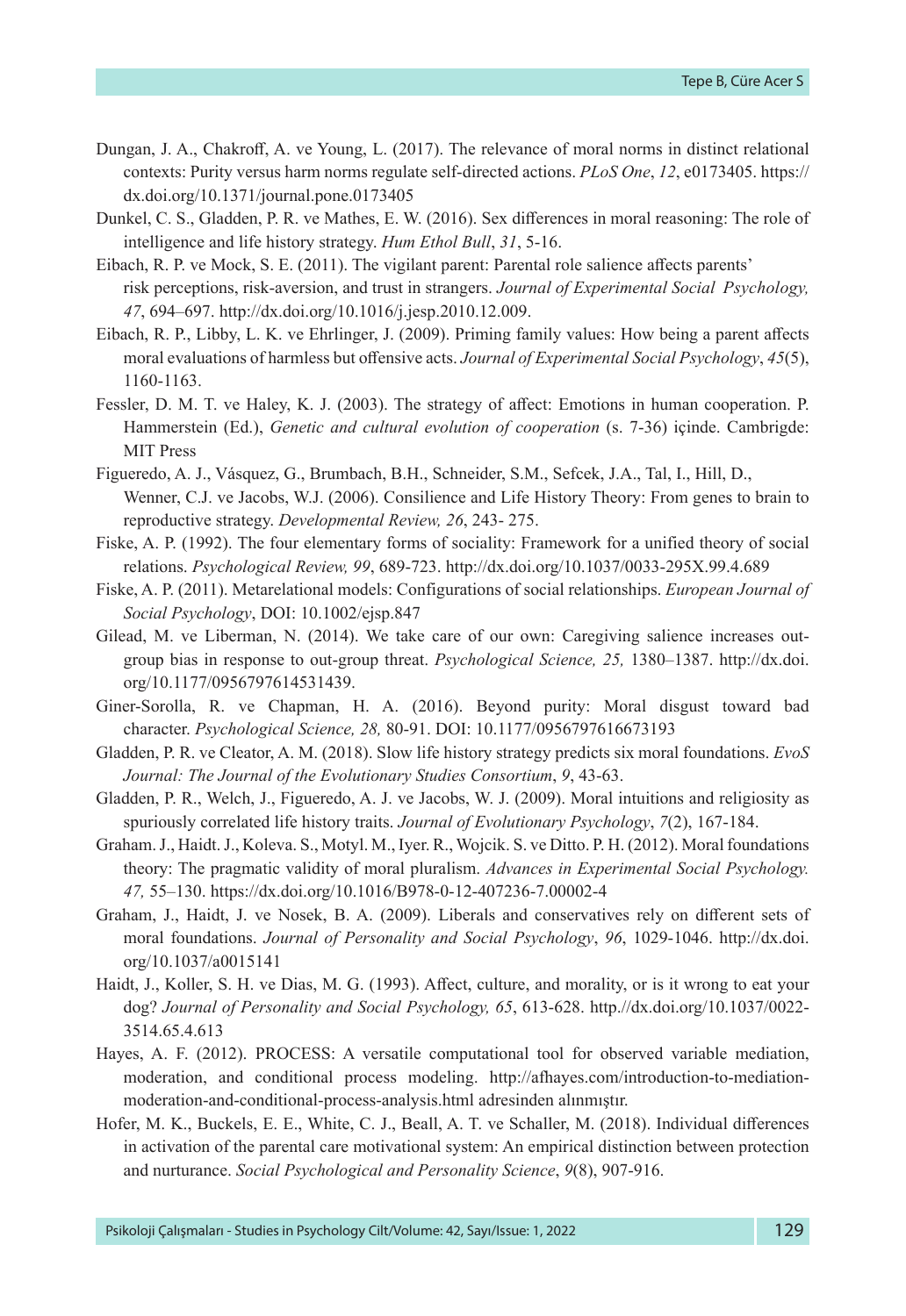Dungan, J. A., Chakroff, A. ve Young, L. (2017). The relevance of moral norms in distinct relational contexts: Purity versus harm norms regulate self-directed actions. *PLoS One*, *12*, e0173405. https://dx.doi.org/10.1371/journal.pone.0173405

Dunkel, C. S., Gladden, P. R. ve Mathes, E. W. (2016). Sex differences in moral reasoning: The role of intelligence and life history strategy. *Hum Ethol Bull*, *31*, 5-16.

Eibach, R. P. ve Mock, S. E. (2011). The vigilant parent: Parental role salience affects parents' risk perceptions, risk-aversion, and trust in strangers. *Journal of Experimental Social Psychology, 47*, 694–697. http://dx.doi.org/10.1016/j.jesp.2010.12.009.

Eibach, R. P., Libby, L. K. ve Ehrlinger, J. (2009). Priming family values: How being a parent affects moral evaluations of harmless but offensive acts. *Journal of Experimental Social Psychology*, *45*(5), 1160-1163.

Fessler, D. M. T. ve Haley, K. J. (2003). The strategy of affect: Emotions in human cooperation. P. Hammerstein (Ed.), *Genetic and cultural evolution of cooperation* (s. 7-36) içinde. Cambrigde: MIT Press

Figueredo, A. J., Vásquez, G., Brumbach, B.H., Schneider, S.M., Sefcek, J.A., Tal, I., Hill, D., Wenner, C.J. ve Jacobs, W.J. (2006). Consilience and Life History Theory: From genes to brain to reproductive strategy. *Developmental Review, 26*, 243- 275.

Fiske, A. P. (1992). The four elementary forms of sociality: Framework for a unified theory of social relations. *Psychological Review, 99*, 689-723. http://dx.doi.org/10.1037/0033-295X.99.4.689

Fiske, A. P. (2011). Metarelational models: Configurations of social relationships. *European Journal of Social Psychology*, DOI: 10.1002/ejsp.847

Gilead, M. ve Liberman, N. (2014). We take care of our own: Caregiving salience increases out-group bias in response to out-group threat. *Psychological Science, 25,* 1380–1387. http://dx.doi.org/10.1177/0956797614531439.

Giner-Sorolla, R. ve Chapman, H. A. (2016). Beyond purity: Moral disgust toward bad character. *Psychological Science, 28,* 80-91. DOI: 10.1177/0956797616673193

Gladden, P. R. ve Cleator, A. M. (2018). Slow life history strategy predicts six moral foundations. *EvoS Journal: The Journal of the Evolutionary Studies Consortium*, *9*, 43-63.

Gladden, P. R., Welch, J., Figueredo, A. J. ve Jacobs, W. J. (2009). Moral intuitions and religiosity as spuriously correlated life history traits. *Journal of Evolutionary Psychology*, *7*(2), 167-184.

Graham. J., Haidt. J., Koleva. S., Motyl. M., Iyer. R., Wojcik. S. ve Ditto. P. H. (2012). Moral foundations theory: The pragmatic validity of moral pluralism. *Advances in Experimental Social Psychology. 47,* 55–130. https://dx.doi.org/10.1016/B978-0-12-407236-7.00002-4

Graham, J., Haidt, J. ve Nosek, B. A. (2009). Liberals and conservatives rely on different sets of moral foundations. *Journal of Personality and Social Psychology*, *96*, 1029-1046. http://dx.doi.org/10.1037/a0015141

Haidt, J., Koller, S. H. ve Dias, M. G. (1993). Affect, culture, and morality, or is it wrong to eat your dog? *Journal of Personality and Social Psychology, 65*, 613-628. http.//dx.doi.org/10.1037/0022-3514.65.4.613

Hayes, A. F. (2012). PROCESS: A versatile computational tool for observed variable mediation, moderation, and conditional process modeling. http://afhayes.com/introduction-to-mediation-moderation-and-conditional-process-analysis.html adresinden alınmıştır.

Hofer, M. K., Buckels, E. E., White, C. J., Beall, A. T. ve Schaller, M. (2018). Individual differences in activation of the parental care motivational system: An empirical distinction between protection and nurturance. *Social Psychological and Personality Science*, *9*(8), 907-916.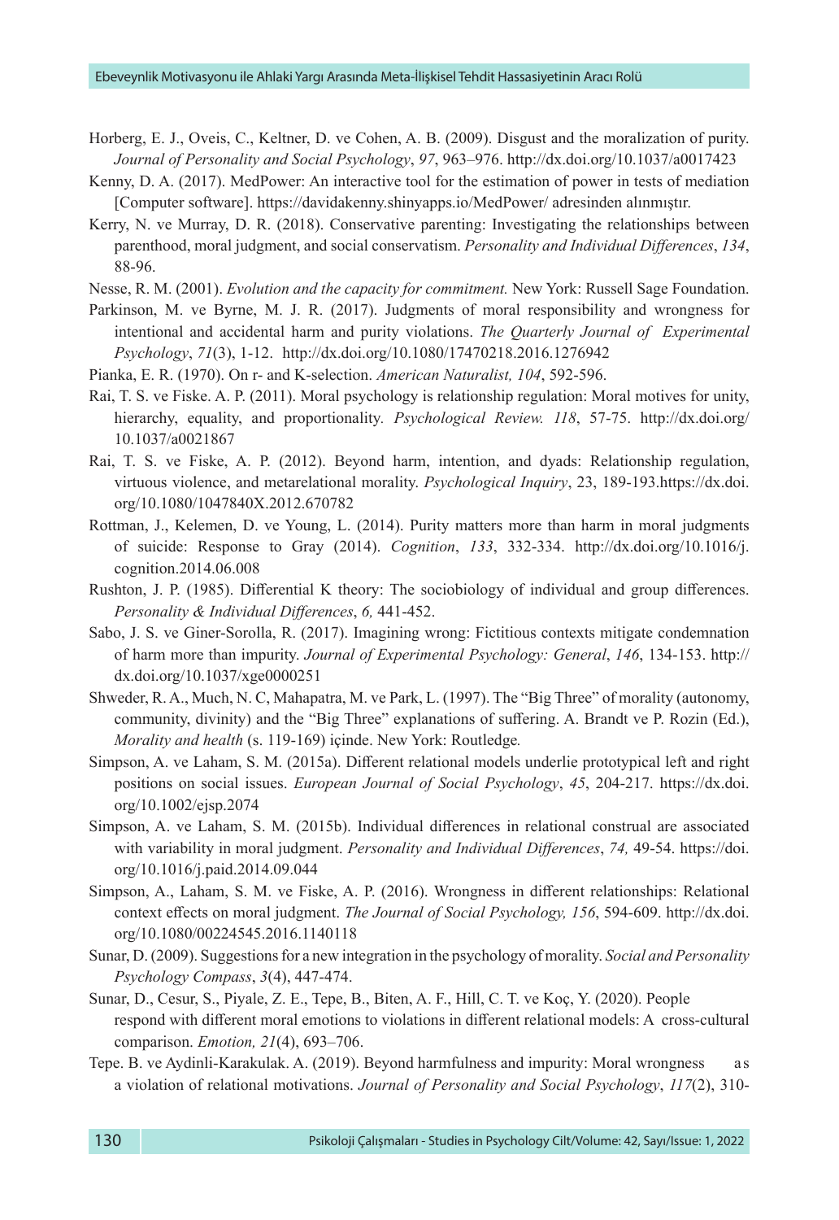Horberg, E. J., Oveis, C., Keltner, D. ve Cohen, A. B. (2009). Disgust and the moralization of purity. *Journal of Personality and Social Psychology*, *97*, 963–976. http://dx.doi.org/10.1037/a0017423

Kenny, D. A. (2017). MedPower: An interactive tool for the estimation of power in tests of mediation [Computer software]. https://davidakenny.shinyapps.io/MedPower/ adresinden alınmıştır.

Kerry, N. ve Murray, D. R. (2018). Conservative parenting: Investigating the relationships between parenthood, moral judgment, and social conservatism. *Personality and Individual Differences*, *134*, 88-96.

Nesse, R. M. (2001). *Evolution and the capacity for commitment.* New York: Russell Sage Foundation.

Parkinson, M. ve Byrne, M. J. R. (2017). Judgments of moral responsibility and wrongness for intentional and accidental harm and purity violations. *The Quarterly Journal of Experimental Psychology*, *71*(3), 1-12. http://dx.doi.org/10.1080/17470218.2016.1276942

Pianka, E. R. (1970). On r- and K-selection. *American Naturalist, 104*, 592-596.

Rai, T. S. ve Fiske. A. P. (2011). Moral psychology is relationship regulation: Moral motives for unity, hierarchy, equality, and proportionality. *Psychological Review. 118*, 57-75. http://dx.doi.org/10.1037/a0021867

Rai, T. S. ve Fiske, A. P. (2012). Beyond harm, intention, and dyads: Relationship regulation, virtuous violence, and metarelational morality. *Psychological Inquiry*, 23, 189-193.https://dx.doi.org/10.1080/1047840X.2012.670782

Rottman, J., Kelemen, D. ve Young, L. (2014). Purity matters more than harm in moral judgments of suicide: Response to Gray (2014). *Cognition*, *133*, 332-334. http://dx.doi.org/10.1016/j.cognition.2014.06.008

Rushton, J. P. (1985). Differential K theory: The sociobiology of individual and group differences. *Personality & Individual Differences*, *6,* 441-452.

Sabo, J. S. ve Giner-Sorolla, R. (2017). Imagining wrong: Fictitious contexts mitigate condemnation of harm more than impurity. *Journal of Experimental Psychology: General*, *146*, 134-153. http://dx.doi.org/10.1037/xge0000251

Shweder, R. A., Much, N. C, Mahapatra, M. ve Park, L. (1997). The "Big Three" of morality (autonomy, community, divinity) and the "Big Three" explanations of suffering. A. Brandt ve P. Rozin (Ed.), *Morality and health* (s. 119-169) içinde. New York: Routledge*.*

Simpson, A. ve Laham, S. M. (2015a). Different relational models underlie prototypical left and right positions on social issues. *European Journal of Social Psychology*, *45*, 204-217. https://dx.doi.org/10.1002/ejsp.2074

Simpson, A. ve Laham, S. M. (2015b). Individual differences in relational construal are associated with variability in moral judgment. *Personality and Individual Differences*, *74,* 49-54. https://doi.org/10.1016/j.paid.2014.09.044

Simpson, A., Laham, S. M. ve Fiske, A. P. (2016). Wrongness in different relationships: Relational context effects on moral judgment. *The Journal of Social Psychology, 156*, 594-609. http://dx.doi.org/10.1080/00224545.2016.1140118

Sunar, D. (2009). Suggestions for a new integration in the psychology of morality. *Social and Personality Psychology Compass*, *3*(4), 447-474.

Sunar, D., Cesur, S., Piyale, Z. E., Tepe, B., Biten, A. F., Hill, C. T. ve Koç, Y. (2020). People respond with different moral emotions to violations in different relational models: A cross-cultural comparison. *Emotion, 21*(4), 693–706.

Tepe. B. ve Aydinli-Karakulak. A. (2019). Beyond harmfulness and impurity: Moral wrongness as a violation of relational motivations. *Journal of Personality and Social Psychology*, *117*(2), 310-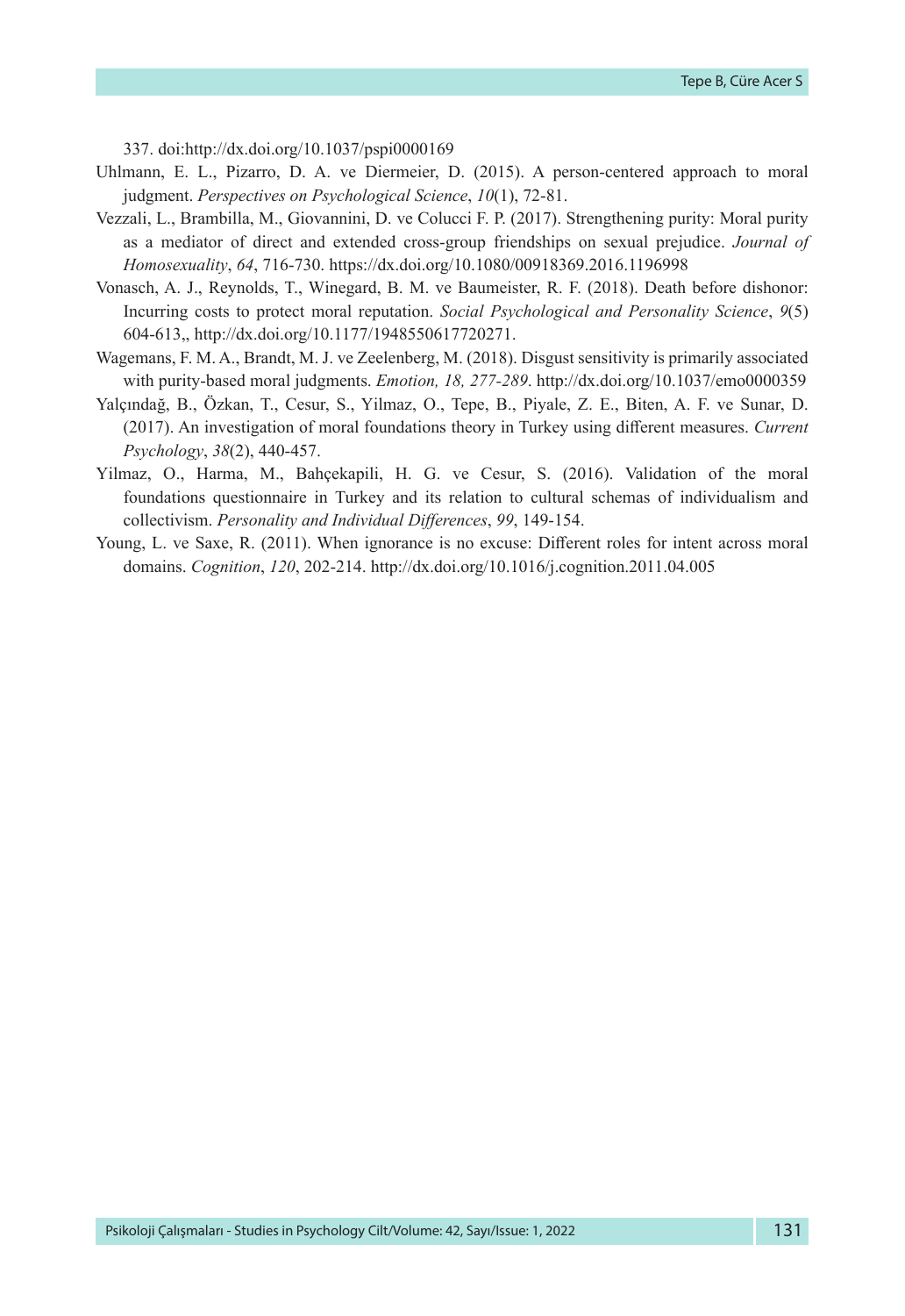337. doi:http://dx.doi.org/10.1037/pspi0000169

Uhlmann, E. L., Pizarro, D. A. ve Diermeier, D. (2015). A person-centered approach to moral judgment. *Perspectives on Psychological Science*, *10*(1), 72-81.

Vezzali, L., Brambilla, M., Giovannini, D. ve Colucci F. P. (2017). Strengthening purity: Moral purity as a mediator of direct and extended cross-group friendships on sexual prejudice. *Journal of Homosexuality*, *64*, 716-730. https://dx.doi.org/10.1080/00918369.2016.1196998

Vonasch, A. J., Reynolds, T., Winegard, B. M. ve Baumeister, R. F. (2018). Death before dishonor: Incurring costs to protect moral reputation. *Social Psychological and Personality Science*, *9*(5) 604-613,, http://dx.doi.org/10.1177/1948550617720271.

Wagemans, F. M. A., Brandt, M. J. ve Zeelenberg, M. (2018). Disgust sensitivity is primarily associated with purity-based moral judgments. *Emotion, 18, 277-289*. http://dx.doi.org/10.1037/emo0000359

Yalçındağ, B., Özkan, T., Cesur, S., Yilmaz, O., Tepe, B., Piyale, Z. E., Biten, A. F. ve Sunar, D. (2017). An investigation of moral foundations theory in Turkey using different measures. *Current Psychology*, *38*(2), 440-457.

Yilmaz, O., Harma, M., Bahçekapili, H. G. ve Cesur, S. (2016). Validation of the moral foundations questionnaire in Turkey and its relation to cultural schemas of individualism and collectivism. *Personality and Individual Differences*, *99*, 149-154.

Young, L. ve Saxe, R. (2011). When ignorance is no excuse: Different roles for intent across moral domains. *Cognition*, *120*, 202-214. http://dx.doi.org/10.1016/j.cognition.2011.04.005